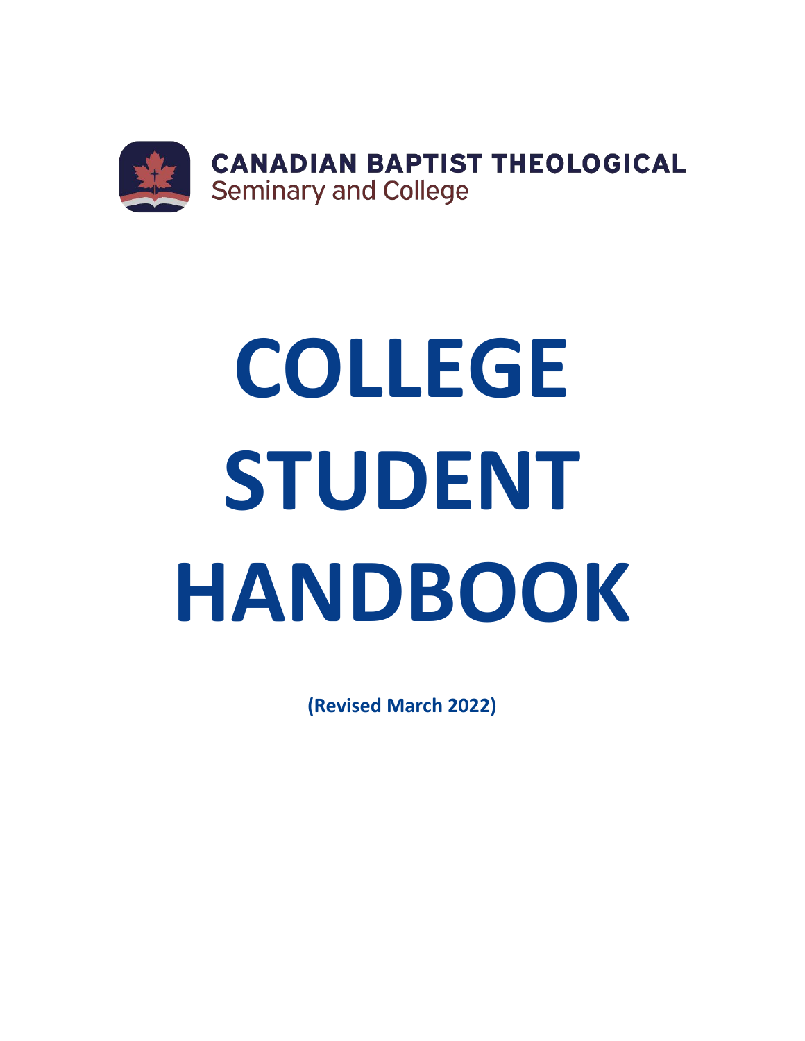**CANADIAN BAPTIST THEOLOGICAL**
Seminary and College

# COLLEGE STUDENT HANDBOOK

**(Revised March 2022)**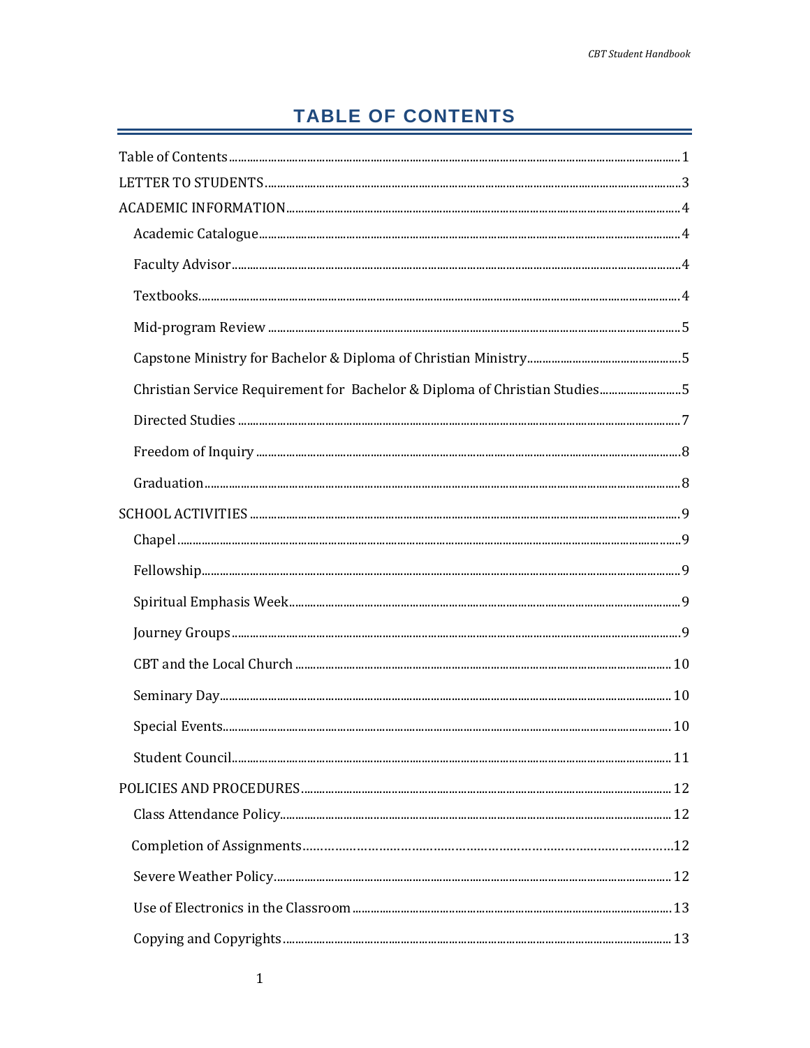# TABLE OF CONTENTS

Table of Contents ........ 1

LETTER TO STUDENTS ........ 3

ACADEMIC INFORMATION ........ 4

- Academic Catalogue ........ 4
- Faculty Advisor ........ 4
- Textbooks ........ 4
- Mid-program Review ........ 5
- Capstone Ministry for Bachelor & Diploma of Christian Ministry ........ 5
- Christian Service Requirement for Bachelor & Diploma of Christian Studies ........ 5
- Directed Studies ........ 7
- Freedom of Inquiry ........ 8
- Graduation ........ 8

SCHOOL ACTIVITIES ........ 9

- Chapel ........ 9
- Fellowship ........ 9
- Spiritual Emphasis Week ........ 9
- Journey Groups ........ 9
- CBT and the Local Church ........ 10
- Seminary Day ........ 10
- Special Events ........ 10
- Student Council ........ 11

POLICIES AND PROCEDURES ........ 12

- Class Attendance Policy ........ 12
- Completion of Assignments ........ 12
- Severe Weather Policy ........ 12
- Use of Electronics in the Classroom ........ 13
- Copying and Copyrights ........ 13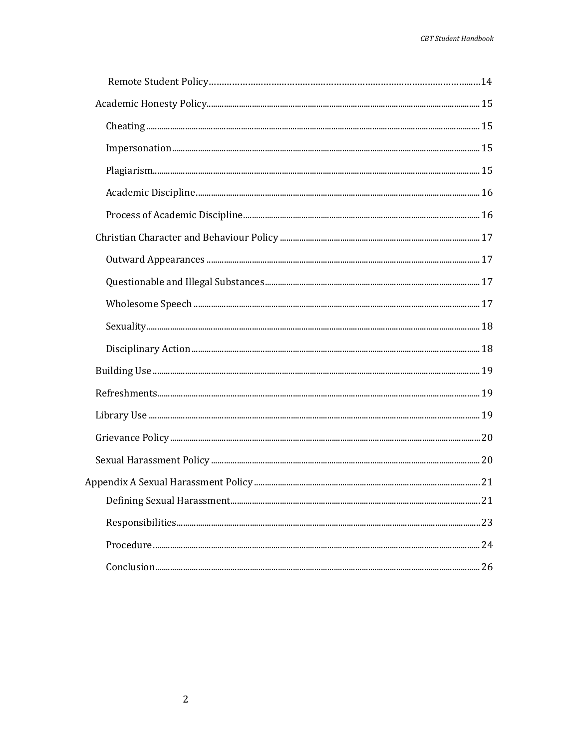Remote Student Policy……………………………………………………………………………………14

Academic Honesty Policy........................................................................................................... 15

Cheating ........................................................................................................................... 15

Impersonation.................................................................................................................. 15

Plagiarism......................................................................................................................... 15

Academic Discipline......................................................................................................... 16

Process of Academic Discipline....................................................................................... 16

Christian Character and Behaviour Policy ............................................................................... 17

Outward Appearances ...................................................................................................... 17

Questionable and Illegal Substances............................................................................... 17

Wholesome Speech .......................................................................................................... 17

Sexuality........................................................................................................................... 18

Disciplinary Action .......................................................................................................... 18

Building Use ............................................................................................................................. 19

Refreshments............................................................................................................................ 19

Library Use ............................................................................................................................... 19

Grievance Policy ....................................................................................................................... 20

Sexual Harassment Policy ........................................................................................................ 20

Appendix A Sexual Harassment Policy ........................................................................................ 21

Defining Sexual Harassment........................................................................................... 21

Responsibilities................................................................................................................. 23

Procedure ......................................................................................................................... 24

Conclusion........................................................................................................................ 26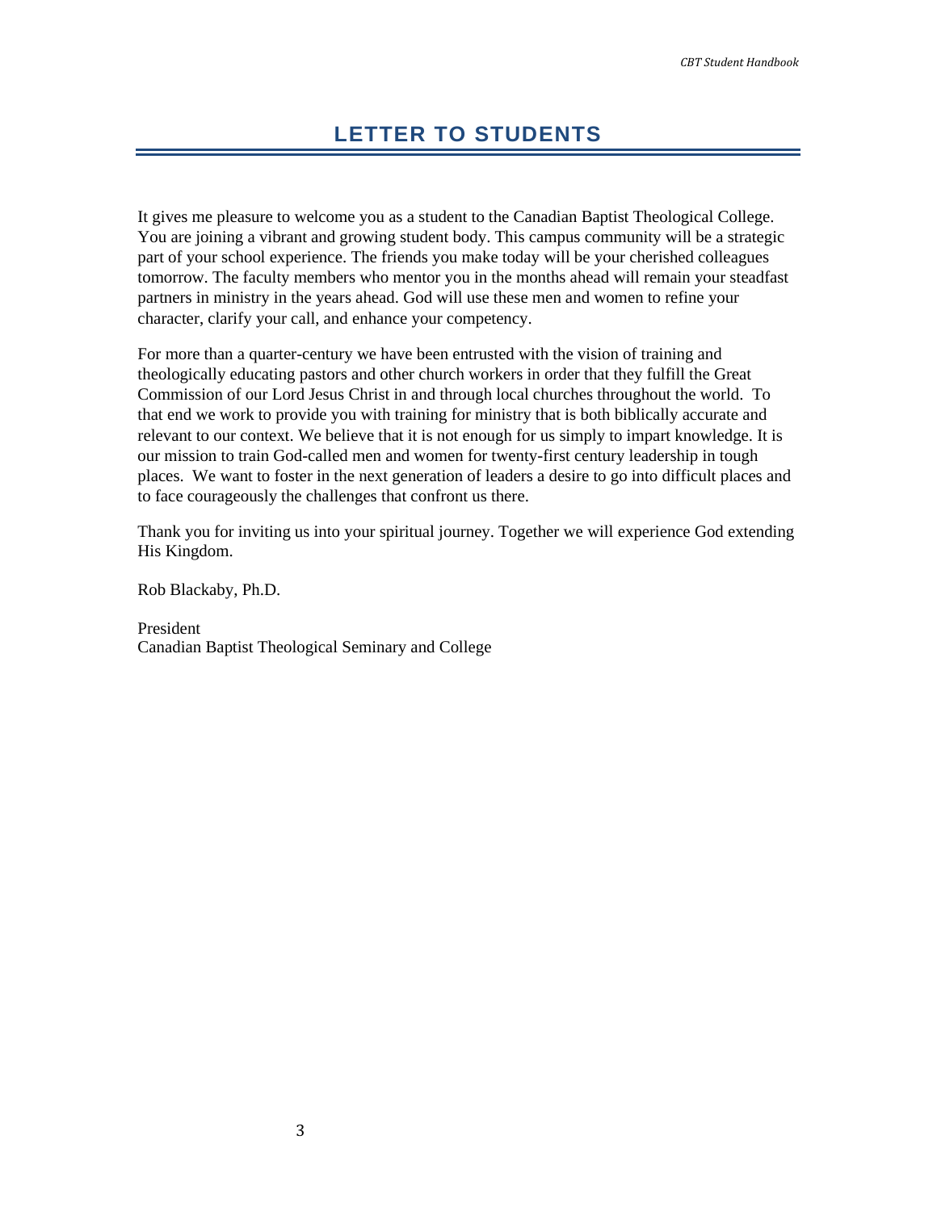# LETTER TO STUDENTS

It gives me pleasure to welcome you as a student to the Canadian Baptist Theological College. You are joining a vibrant and growing student body. This campus community will be a strategic part of your school experience. The friends you make today will be your cherished colleagues tomorrow. The faculty members who mentor you in the months ahead will remain your steadfast partners in ministry in the years ahead. God will use these men and women to refine your character, clarify your call, and enhance your competency.

For more than a quarter-century we have been entrusted with the vision of training and theologically educating pastors and other church workers in order that they fulfill the Great Commission of our Lord Jesus Christ in and through local churches throughout the world. To that end we work to provide you with training for ministry that is both biblically accurate and relevant to our context. We believe that it is not enough for us simply to impart knowledge. It is our mission to train God-called men and women for twenty-first century leadership in tough places. We want to foster in the next generation of leaders a desire to go into difficult places and to face courageously the challenges that confront us there.

Thank you for inviting us into your spiritual journey. Together we will experience God extending His Kingdom.

Rob Blackaby, Ph.D.

President
Canadian Baptist Theological Seminary and College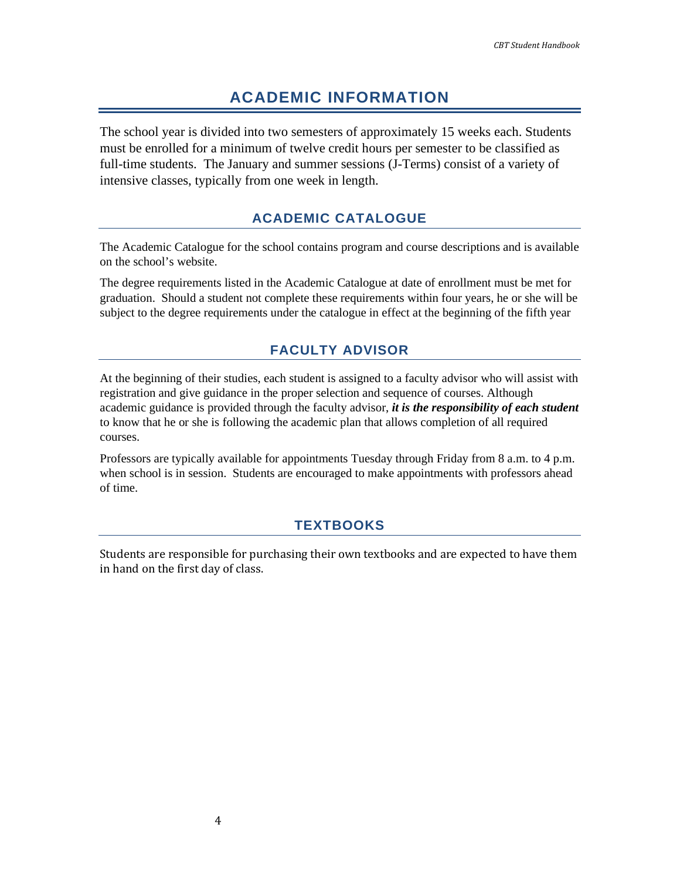# ACADEMIC INFORMATION

The school year is divided into two semesters of approximately 15 weeks each. Students must be enrolled for a minimum of twelve credit hours per semester to be classified as full-time students. The January and summer sessions (J-Terms) consist of a variety of intensive classes, typically from one week in length.

## ACADEMIC CATALOGUE

The Academic Catalogue for the school contains program and course descriptions and is available on the school's website.

The degree requirements listed in the Academic Catalogue at date of enrollment must be met for graduation. Should a student not complete these requirements within four years, he or she will be subject to the degree requirements under the catalogue in effect at the beginning of the fifth year

## FACULTY ADVISOR

At the beginning of their studies, each student is assigned to a faculty advisor who will assist with registration and give guidance in the proper selection and sequence of courses. Although academic guidance is provided through the faculty advisor, ***it is the responsibility of each student*** to know that he or she is following the academic plan that allows completion of all required courses.

Professors are typically available for appointments Tuesday through Friday from 8 a.m. to 4 p.m. when school is in session. Students are encouraged to make appointments with professors ahead of time.

## TEXTBOOKS

Students are responsible for purchasing their own textbooks and are expected to have them in hand on the first day of class.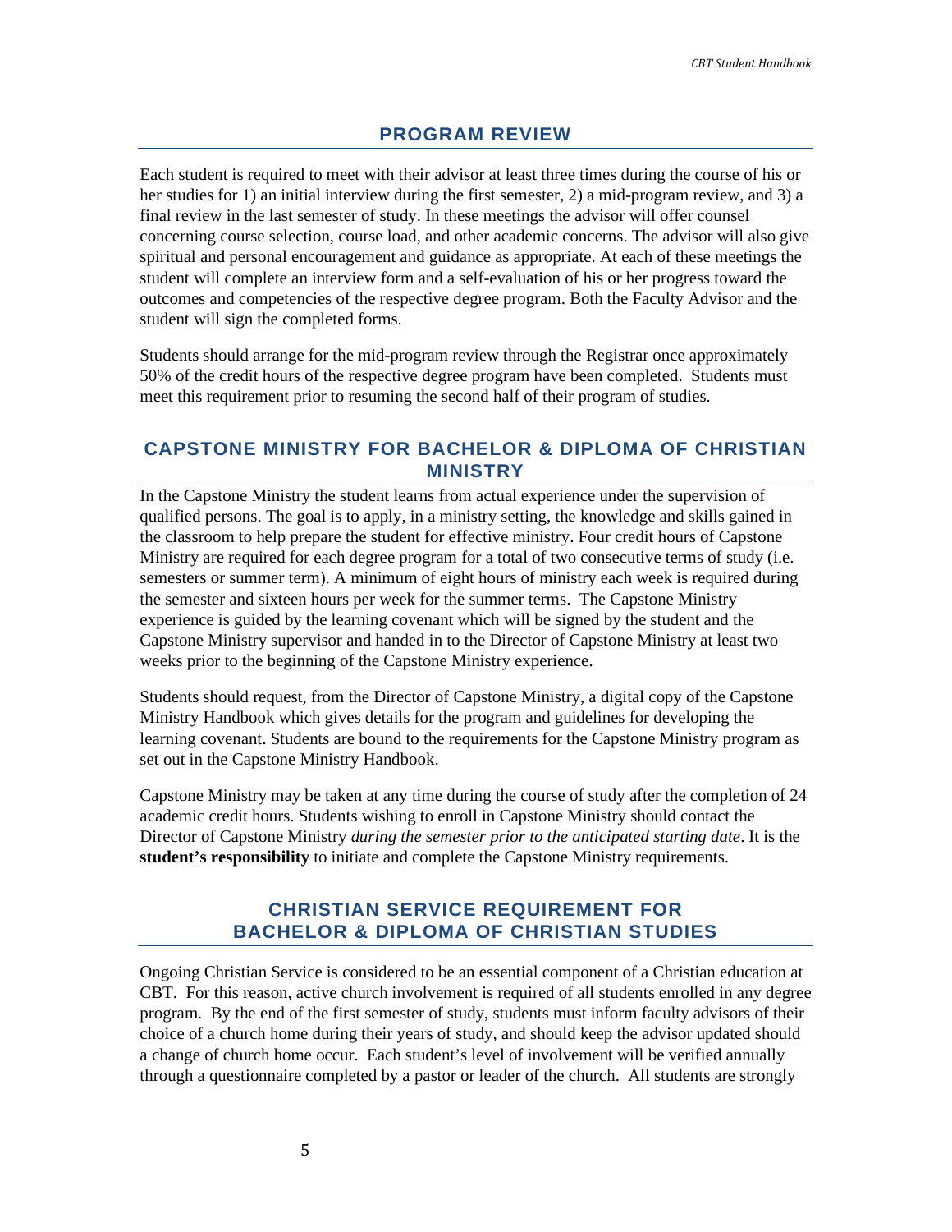## PROGRAM REVIEW

Each student is required to meet with their advisor at least three times during the course of his or her studies for 1) an initial interview during the first semester, 2) a mid-program review, and 3) a final review in the last semester of study. In these meetings the advisor will offer counsel concerning course selection, course load, and other academic concerns. The advisor will also give spiritual and personal encouragement and guidance as appropriate. At each of these meetings the student will complete an interview form and a self-evaluation of his or her progress toward the outcomes and competencies of the respective degree program. Both the Faculty Advisor and the student will sign the completed forms.

Students should arrange for the mid-program review through the Registrar once approximately 50% of the credit hours of the respective degree program have been completed. Students must meet this requirement prior to resuming the second half of their program of studies.

## CAPSTONE MINISTRY FOR BACHELOR & DIPLOMA OF CHRISTIAN MINISTRY

In the Capstone Ministry the student learns from actual experience under the supervision of qualified persons. The goal is to apply, in a ministry setting, the knowledge and skills gained in the classroom to help prepare the student for effective ministry. Four credit hours of Capstone Ministry are required for each degree program for a total of two consecutive terms of study (i.e. semesters or summer term). A minimum of eight hours of ministry each week is required during the semester and sixteen hours per week for the summer terms. The Capstone Ministry experience is guided by the learning covenant which will be signed by the student and the Capstone Ministry supervisor and handed in to the Director of Capstone Ministry at least two weeks prior to the beginning of the Capstone Ministry experience.

Students should request, from the Director of Capstone Ministry, a digital copy of the Capstone Ministry Handbook which gives details for the program and guidelines for developing the learning covenant. Students are bound to the requirements for the Capstone Ministry program as set out in the Capstone Ministry Handbook.

Capstone Ministry may be taken at any time during the course of study after the completion of 24 academic credit hours. Students wishing to enroll in Capstone Ministry should contact the Director of Capstone Ministry *during the semester prior to the anticipated starting date*. It is the **student's responsibility** to initiate and complete the Capstone Ministry requirements.

## CHRISTIAN SERVICE REQUIREMENT FOR BACHELOR & DIPLOMA OF CHRISTIAN STUDIES

Ongoing Christian Service is considered to be an essential component of a Christian education at CBT. For this reason, active church involvement is required of all students enrolled in any degree program. By the end of the first semester of study, students must inform faculty advisors of their choice of a church home during their years of study, and should keep the advisor updated should a change of church home occur. Each student's level of involvement will be verified annually through a questionnaire completed by a pastor or leader of the church. All students are strongly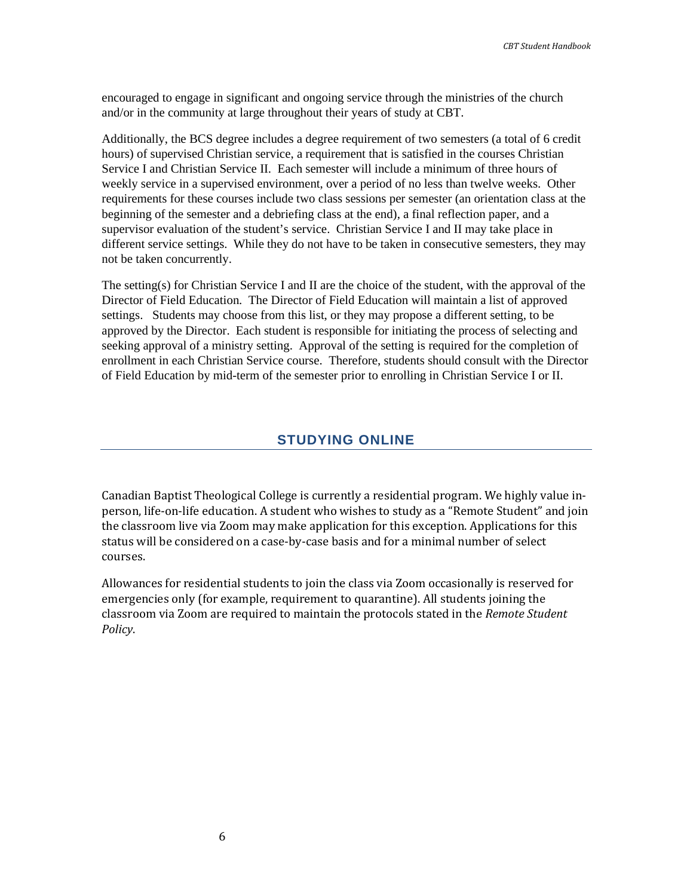encouraged to engage in significant and ongoing service through the ministries of the church and/or in the community at large throughout their years of study at CBT.

Additionally, the BCS degree includes a degree requirement of two semesters (a total of 6 credit hours) of supervised Christian service, a requirement that is satisfied in the courses Christian Service I and Christian Service II. Each semester will include a minimum of three hours of weekly service in a supervised environment, over a period of no less than twelve weeks. Other requirements for these courses include two class sessions per semester (an orientation class at the beginning of the semester and a debriefing class at the end), a final reflection paper, and a supervisor evaluation of the student's service. Christian Service I and II may take place in different service settings. While they do not have to be taken in consecutive semesters, they may not be taken concurrently.

The setting(s) for Christian Service I and II are the choice of the student, with the approval of the Director of Field Education. The Director of Field Education will maintain a list of approved settings. Students may choose from this list, or they may propose a different setting, to be approved by the Director. Each student is responsible for initiating the process of selecting and seeking approval of a ministry setting. Approval of the setting is required for the completion of enrollment in each Christian Service course. Therefore, students should consult with the Director of Field Education by mid-term of the semester prior to enrolling in Christian Service I or II.

## STUDYING ONLINE

Canadian Baptist Theological College is currently a residential program. We highly value in-person, life-on-life education. A student who wishes to study as a "Remote Student" and join the classroom live via Zoom may make application for this exception. Applications for this status will be considered on a case-by-case basis and for a minimal number of select courses.

Allowances for residential students to join the class via Zoom occasionally is reserved for emergencies only (for example, requirement to quarantine). All students joining the classroom via Zoom are required to maintain the protocols stated in the *Remote Student Policy*.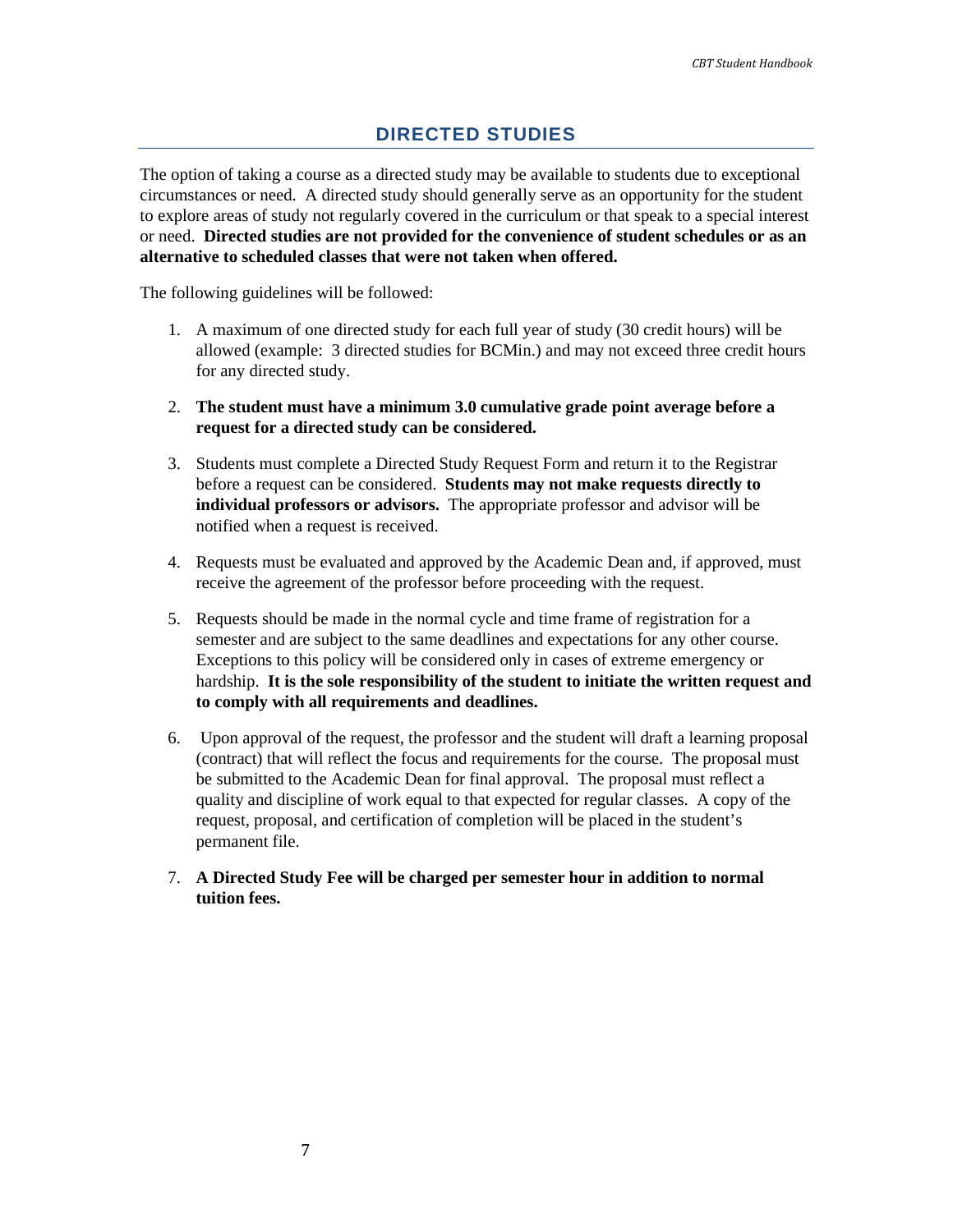## DIRECTED STUDIES

The option of taking a course as a directed study may be available to students due to exceptional circumstances or need. A directed study should generally serve as an opportunity for the student to explore areas of study not regularly covered in the curriculum or that speak to a special interest or need. **Directed studies are not provided for the convenience of student schedules or as an alternative to scheduled classes that were not taken when offered.**

The following guidelines will be followed:

1. A maximum of one directed study for each full year of study (30 credit hours) will be allowed (example: 3 directed studies for BCMin.) and may not exceed three credit hours for any directed study.
2. **The student must have a minimum 3.0 cumulative grade point average before a request for a directed study can be considered.**
3. Students must complete a Directed Study Request Form and return it to the Registrar before a request can be considered. **Students may not make requests directly to individual professors or advisors.** The appropriate professor and advisor will be notified when a request is received.
4. Requests must be evaluated and approved by the Academic Dean and, if approved, must receive the agreement of the professor before proceeding with the request.
5. Requests should be made in the normal cycle and time frame of registration for a semester and are subject to the same deadlines and expectations for any other course. Exceptions to this policy will be considered only in cases of extreme emergency or hardship. **It is the sole responsibility of the student to initiate the written request and to comply with all requirements and deadlines.**
6. Upon approval of the request, the professor and the student will draft a learning proposal (contract) that will reflect the focus and requirements for the course. The proposal must be submitted to the Academic Dean for final approval. The proposal must reflect a quality and discipline of work equal to that expected for regular classes. A copy of the request, proposal, and certification of completion will be placed in the student's permanent file.
7. **A Directed Study Fee will be charged per semester hour in addition to normal tuition fees.**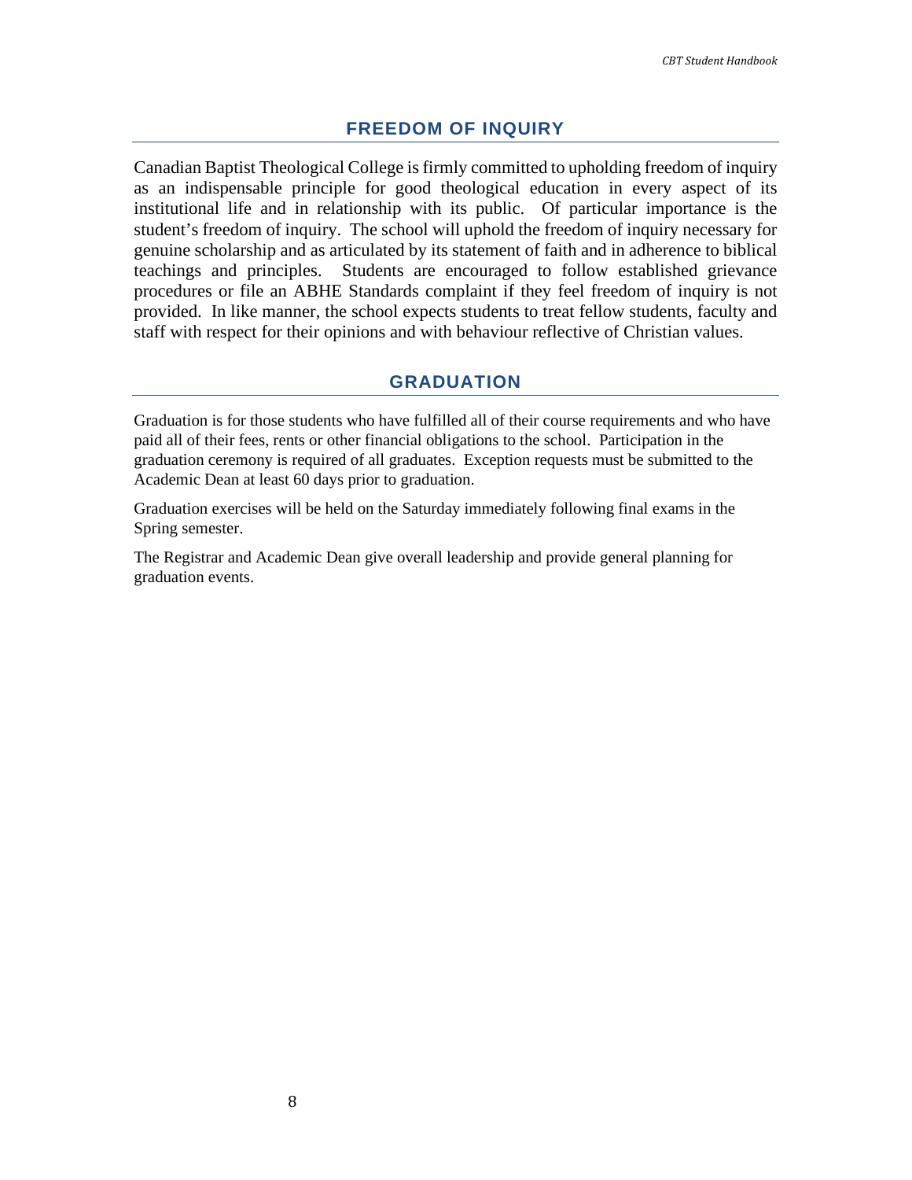## FREEDOM OF INQUIRY

Canadian Baptist Theological College is firmly committed to upholding freedom of inquiry as an indispensable principle for good theological education in every aspect of its institutional life and in relationship with its public. Of particular importance is the student's freedom of inquiry. The school will uphold the freedom of inquiry necessary for genuine scholarship and as articulated by its statement of faith and in adherence to biblical teachings and principles. Students are encouraged to follow established grievance procedures or file an ABHE Standards complaint if they feel freedom of inquiry is not provided. In like manner, the school expects students to treat fellow students, faculty and staff with respect for their opinions and with behaviour reflective of Christian values.

## GRADUATION

Graduation is for those students who have fulfilled all of their course requirements and who have paid all of their fees, rents or other financial obligations to the school. Participation in the graduation ceremony is required of all graduates. Exception requests must be submitted to the Academic Dean at least 60 days prior to graduation.

Graduation exercises will be held on the Saturday immediately following final exams in the Spring semester.

The Registrar and Academic Dean give overall leadership and provide general planning for graduation events.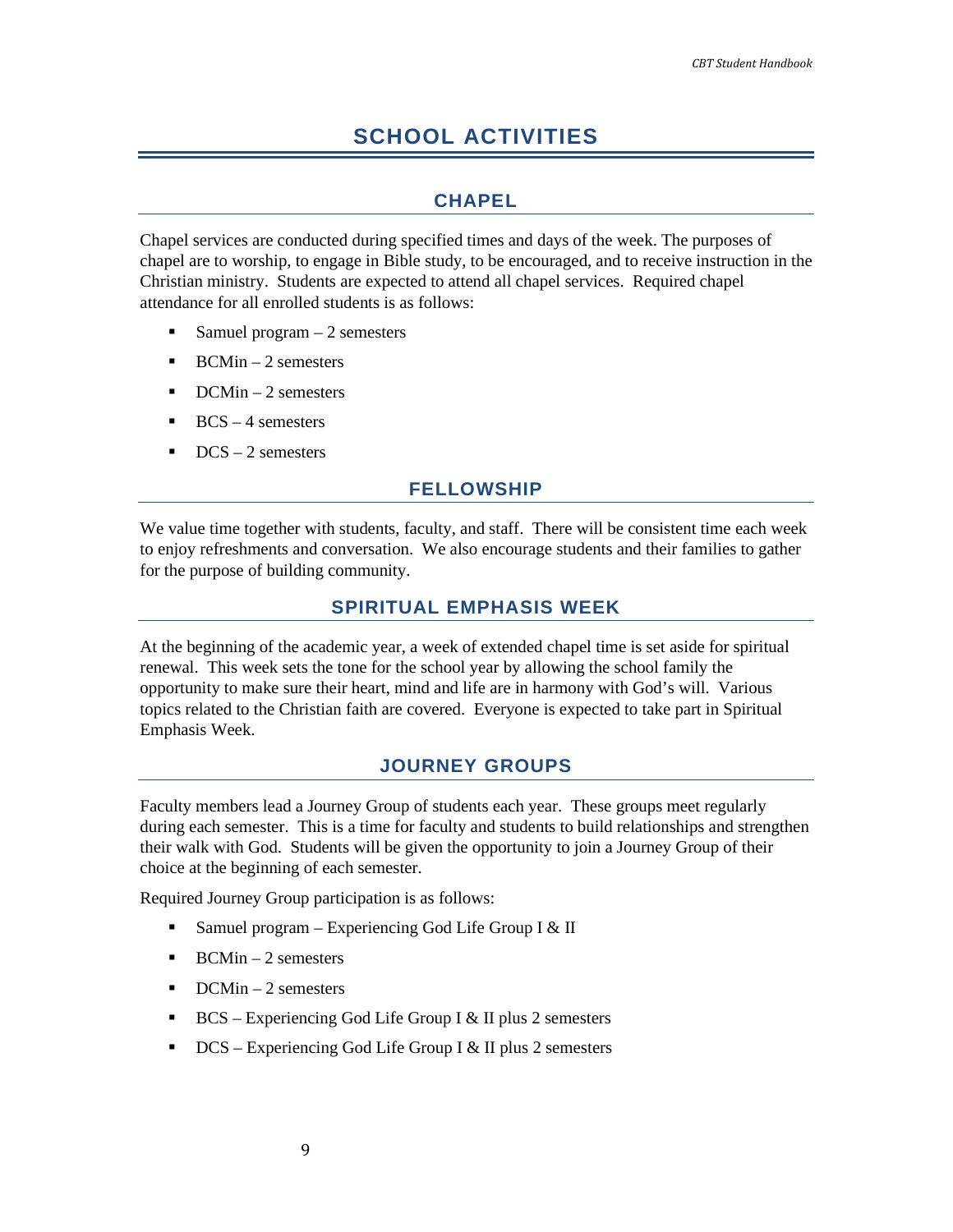# SCHOOL ACTIVITIES

## CHAPEL

Chapel services are conducted during specified times and days of the week. The purposes of chapel are to worship, to engage in Bible study, to be encouraged, and to receive instruction in the Christian ministry. Students are expected to attend all chapel services. Required chapel attendance for all enrolled students is as follows:

- Samuel program – 2 semesters
- BCMin – 2 semesters
- DCMin – 2 semesters
- BCS – 4 semesters
- DCS – 2 semesters

## FELLOWSHIP

We value time together with students, faculty, and staff. There will be consistent time each week to enjoy refreshments and conversation. We also encourage students and their families to gather for the purpose of building community.

## SPIRITUAL EMPHASIS WEEK

At the beginning of the academic year, a week of extended chapel time is set aside for spiritual renewal. This week sets the tone for the school year by allowing the school family the opportunity to make sure their heart, mind and life are in harmony with God's will. Various topics related to the Christian faith are covered. Everyone is expected to take part in Spiritual Emphasis Week.

## JOURNEY GROUPS

Faculty members lead a Journey Group of students each year. These groups meet regularly during each semester. This is a time for faculty and students to build relationships and strengthen their walk with God. Students will be given the opportunity to join a Journey Group of their choice at the beginning of each semester.

Required Journey Group participation is as follows:

- Samuel program – Experiencing God Life Group I & II
- BCMin – 2 semesters
- DCMin – 2 semesters
- BCS – Experiencing God Life Group I & II plus 2 semesters
- DCS – Experiencing God Life Group I & II plus 2 semesters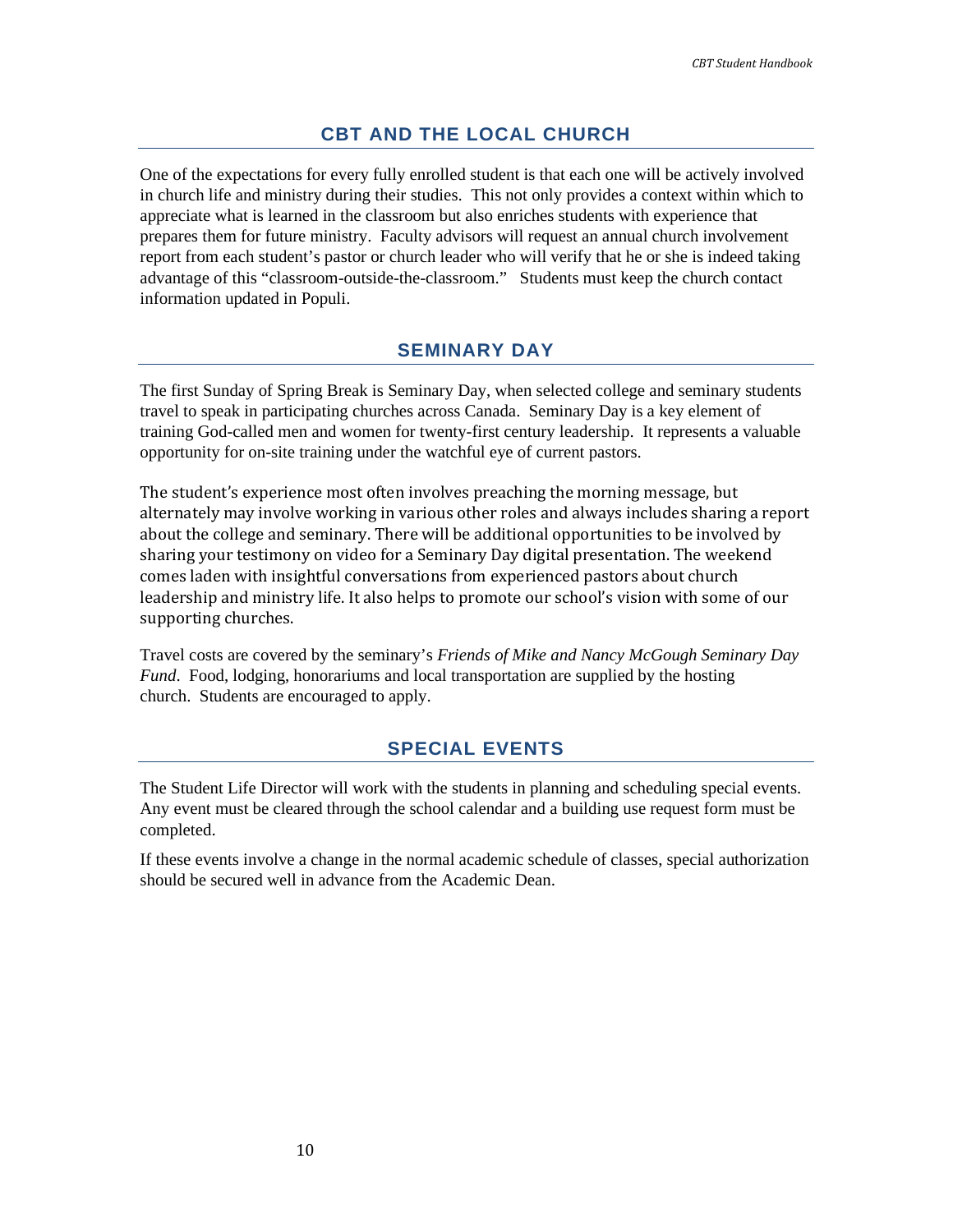## CBT AND THE LOCAL CHURCH

One of the expectations for every fully enrolled student is that each one will be actively involved in church life and ministry during their studies. This not only provides a context within which to appreciate what is learned in the classroom but also enriches students with experience that prepares them for future ministry. Faculty advisors will request an annual church involvement report from each student's pastor or church leader who will verify that he or she is indeed taking advantage of this "classroom-outside-the-classroom." Students must keep the church contact information updated in Populi.

## SEMINARY DAY

The first Sunday of Spring Break is Seminary Day, when selected college and seminary students travel to speak in participating churches across Canada. Seminary Day is a key element of training God-called men and women for twenty-first century leadership. It represents a valuable opportunity for on-site training under the watchful eye of current pastors.

The student's experience most often involves preaching the morning message, but alternately may involve working in various other roles and always includes sharing a report about the college and seminary. There will be additional opportunities to be involved by sharing your testimony on video for a Seminary Day digital presentation. The weekend comes laden with insightful conversations from experienced pastors about church leadership and ministry life. It also helps to promote our school's vision with some of our supporting churches.

Travel costs are covered by the seminary's *Friends of Mike and Nancy McGough Seminary Day Fund*. Food, lodging, honorariums and local transportation are supplied by the hosting church. Students are encouraged to apply.

## SPECIAL EVENTS

The Student Life Director will work with the students in planning and scheduling special events. Any event must be cleared through the school calendar and a building use request form must be completed.

If these events involve a change in the normal academic schedule of classes, special authorization should be secured well in advance from the Academic Dean.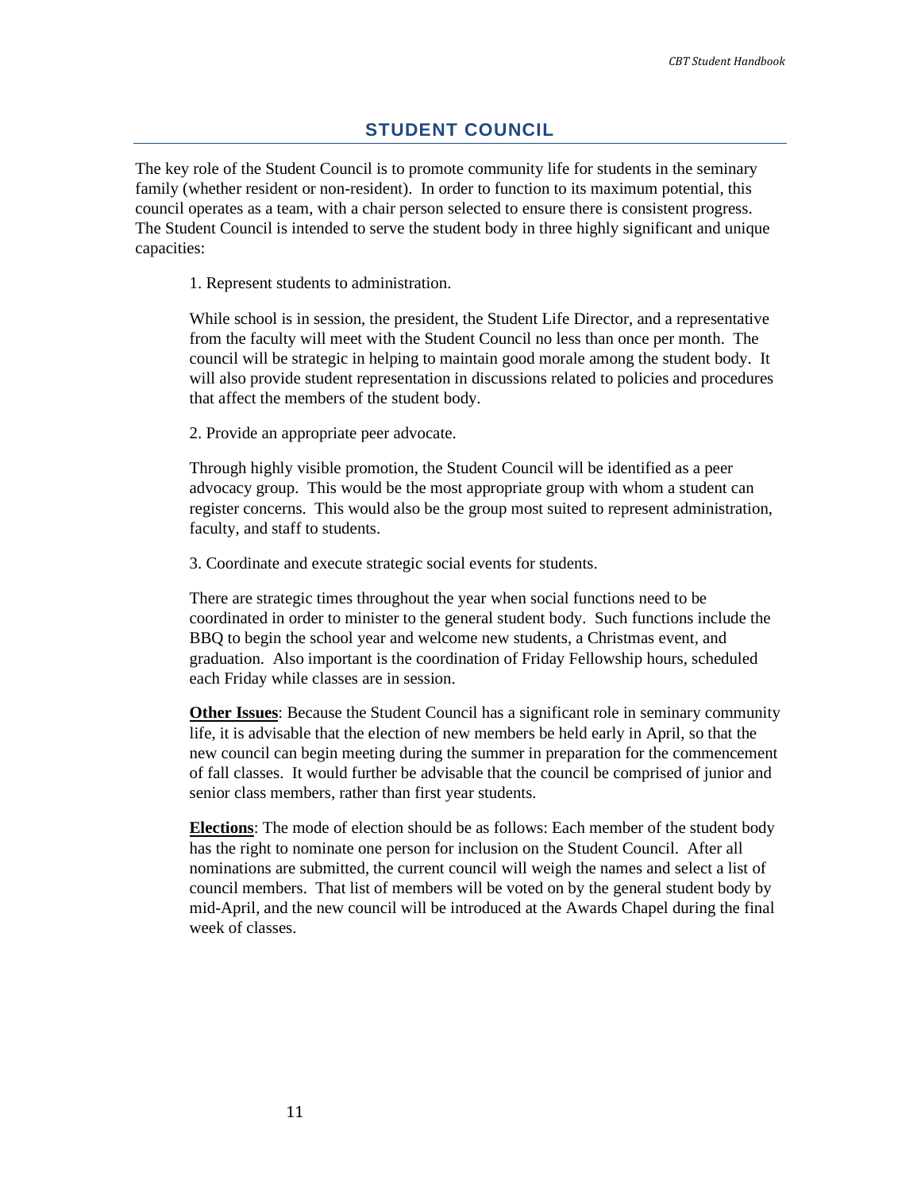## STUDENT COUNCIL

The key role of the Student Council is to promote community life for students in the seminary family (whether resident or non-resident). In order to function to its maximum potential, this council operates as a team, with a chair person selected to ensure there is consistent progress. The Student Council is intended to serve the student body in three highly significant and unique capacities:

1. Represent students to administration.

While school is in session, the president, the Student Life Director, and a representative from the faculty will meet with the Student Council no less than once per month. The council will be strategic in helping to maintain good morale among the student body. It will also provide student representation in discussions related to policies and procedures that affect the members of the student body.

2. Provide an appropriate peer advocate.

Through highly visible promotion, the Student Council will be identified as a peer advocacy group. This would be the most appropriate group with whom a student can register concerns. This would also be the group most suited to represent administration, faculty, and staff to students.

3. Coordinate and execute strategic social events for students.

There are strategic times throughout the year when social functions need to be coordinated in order to minister to the general student body. Such functions include the BBQ to begin the school year and welcome new students, a Christmas event, and graduation. Also important is the coordination of Friday Fellowship hours, scheduled each Friday while classes are in session.

**Other Issues**: Because the Student Council has a significant role in seminary community life, it is advisable that the election of new members be held early in April, so that the new council can begin meeting during the summer in preparation for the commencement of fall classes. It would further be advisable that the council be comprised of junior and senior class members, rather than first year students.

**Elections**: The mode of election should be as follows: Each member of the student body has the right to nominate one person for inclusion on the Student Council. After all nominations are submitted, the current council will weigh the names and select a list of council members. That list of members will be voted on by the general student body by mid-April, and the new council will be introduced at the Awards Chapel during the final week of classes.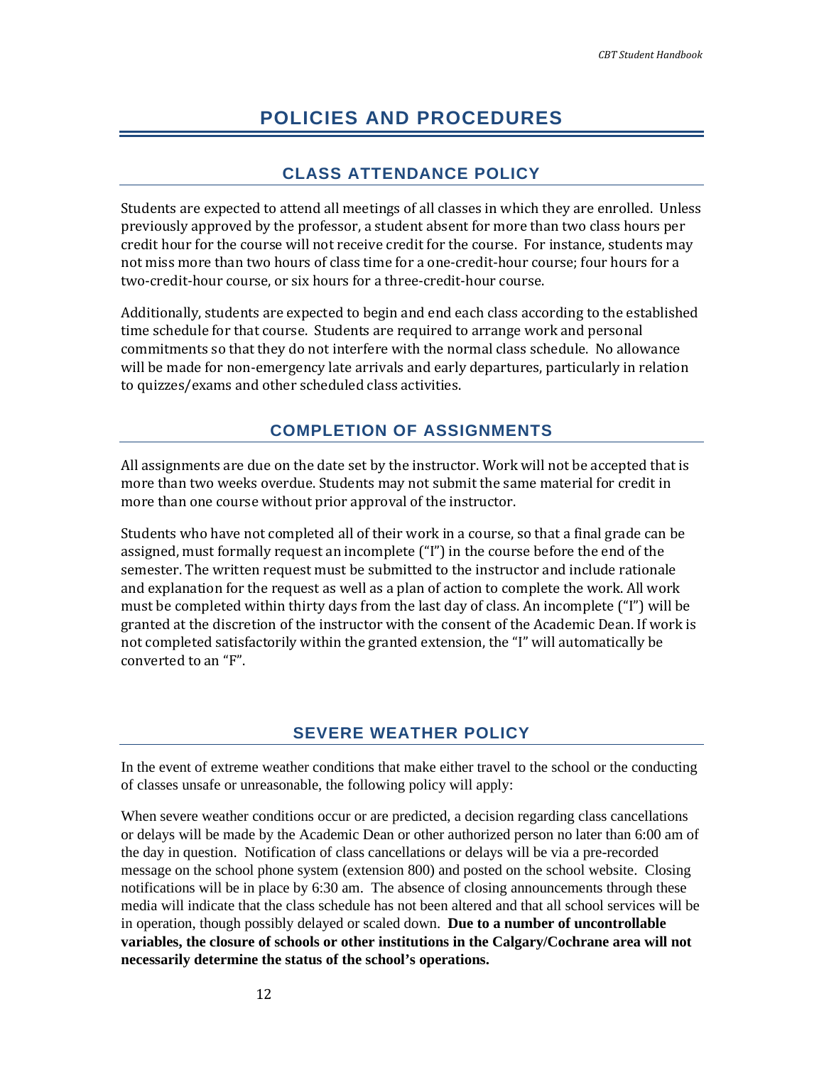# POLICIES AND PROCEDURES

## CLASS ATTENDANCE POLICY

Students are expected to attend all meetings of all classes in which they are enrolled. Unless previously approved by the professor, a student absent for more than two class hours per credit hour for the course will not receive credit for the course. For instance, students may not miss more than two hours of class time for a one-credit-hour course; four hours for a two-credit-hour course, or six hours for a three-credit-hour course.

Additionally, students are expected to begin and end each class according to the established time schedule for that course. Students are required to arrange work and personal commitments so that they do not interfere with the normal class schedule. No allowance will be made for non-emergency late arrivals and early departures, particularly in relation to quizzes/exams and other scheduled class activities.

## COMPLETION OF ASSIGNMENTS

All assignments are due on the date set by the instructor. Work will not be accepted that is more than two weeks overdue. Students may not submit the same material for credit in more than one course without prior approval of the instructor.

Students who have not completed all of their work in a course, so that a final grade can be assigned, must formally request an incomplete ("I") in the course before the end of the semester. The written request must be submitted to the instructor and include rationale and explanation for the request as well as a plan of action to complete the work. All work must be completed within thirty days from the last day of class. An incomplete ("I") will be granted at the discretion of the instructor with the consent of the Academic Dean. If work is not completed satisfactorily within the granted extension, the "I" will automatically be converted to an "F".

## SEVERE WEATHER POLICY

In the event of extreme weather conditions that make either travel to the school or the conducting of classes unsafe or unreasonable, the following policy will apply:

When severe weather conditions occur or are predicted, a decision regarding class cancellations or delays will be made by the Academic Dean or other authorized person no later than 6:00 am of the day in question. Notification of class cancellations or delays will be via a pre-recorded message on the school phone system (extension 800) and posted on the school website. Closing notifications will be in place by 6:30 am. The absence of closing announcements through these media will indicate that the class schedule has not been altered and that all school services will be in operation, though possibly delayed or scaled down. **Due to a number of uncontrollable variables, the closure of schools or other institutions in the Calgary/Cochrane area will not necessarily determine the status of the school's operations.**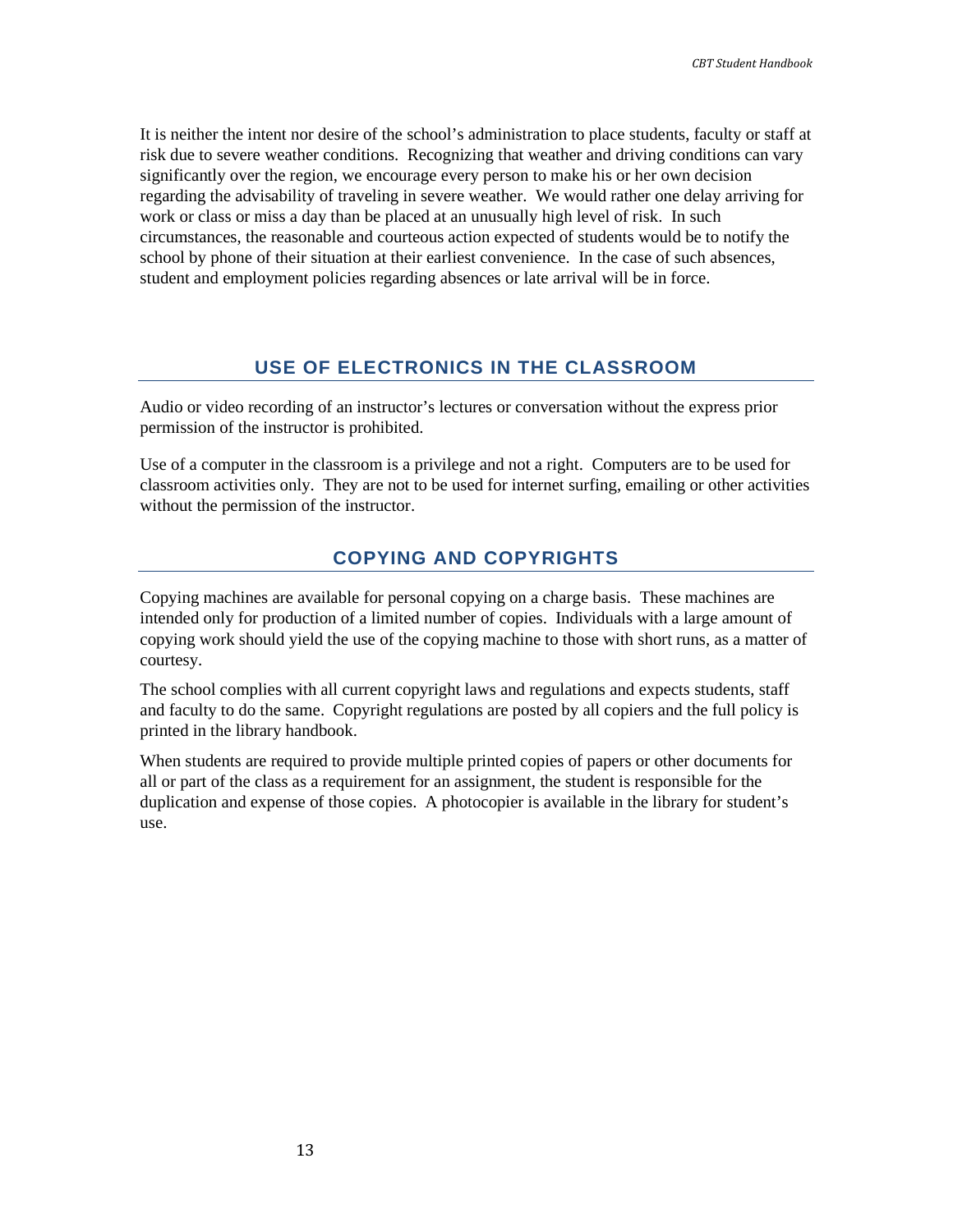It is neither the intent nor desire of the school's administration to place students, faculty or staff at risk due to severe weather conditions. Recognizing that weather and driving conditions can vary significantly over the region, we encourage every person to make his or her own decision regarding the advisability of traveling in severe weather. We would rather one delay arriving for work or class or miss a day than be placed at an unusually high level of risk. In such circumstances, the reasonable and courteous action expected of students would be to notify the school by phone of their situation at their earliest convenience. In the case of such absences, student and employment policies regarding absences or late arrival will be in force.

## USE OF ELECTRONICS IN THE CLASSROOM

Audio or video recording of an instructor's lectures or conversation without the express prior permission of the instructor is prohibited.

Use of a computer in the classroom is a privilege and not a right. Computers are to be used for classroom activities only. They are not to be used for internet surfing, emailing or other activities without the permission of the instructor.

## COPYING AND COPYRIGHTS

Copying machines are available for personal copying on a charge basis. These machines are intended only for production of a limited number of copies. Individuals with a large amount of copying work should yield the use of the copying machine to those with short runs, as a matter of courtesy.

The school complies with all current copyright laws and regulations and expects students, staff and faculty to do the same. Copyright regulations are posted by all copiers and the full policy is printed in the library handbook.

When students are required to provide multiple printed copies of papers or other documents for all or part of the class as a requirement for an assignment, the student is responsible for the duplication and expense of those copies. A photocopier is available in the library for student's use.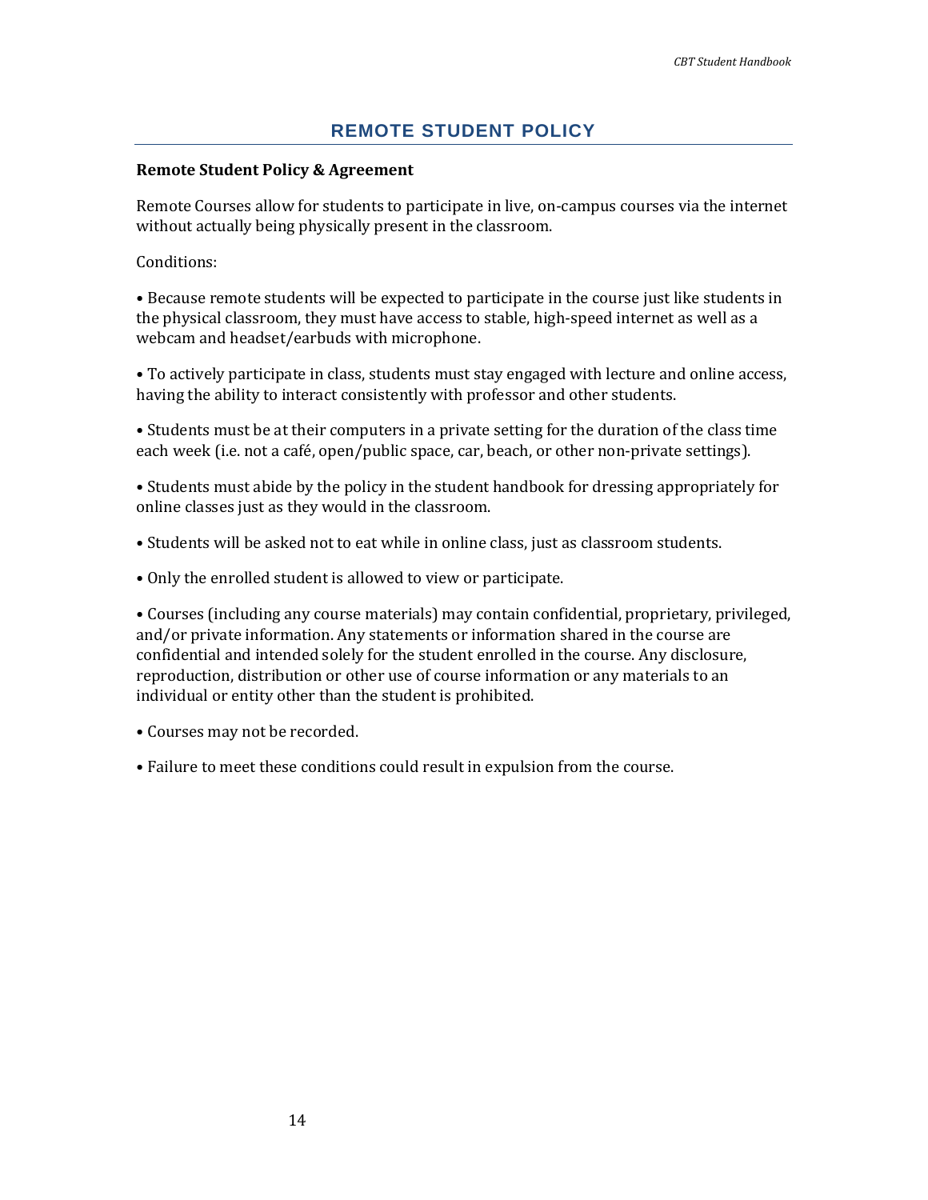## REMOTE STUDENT POLICY

**Remote Student Policy & Agreement**

Remote Courses allow for students to participate in live, on-campus courses via the internet without actually being physically present in the classroom.

Conditions:

- Because remote students will be expected to participate in the course just like students in the physical classroom, they must have access to stable, high-speed internet as well as a webcam and headset/earbuds with microphone.

- To actively participate in class, students must stay engaged with lecture and online access, having the ability to interact consistently with professor and other students.

- Students must be at their computers in a private setting for the duration of the class time each week (i.e. not a café, open/public space, car, beach, or other non-private settings).

- Students must abide by the policy in the student handbook for dressing appropriately for online classes just as they would in the classroom.

- Students will be asked not to eat while in online class, just as classroom students.

- Only the enrolled student is allowed to view or participate.

- Courses (including any course materials) may contain confidential, proprietary, privileged, and/or private information. Any statements or information shared in the course are confidential and intended solely for the student enrolled in the course. Any disclosure, reproduction, distribution or other use of course information or any materials to an individual or entity other than the student is prohibited.

- Courses may not be recorded.

- Failure to meet these conditions could result in expulsion from the course.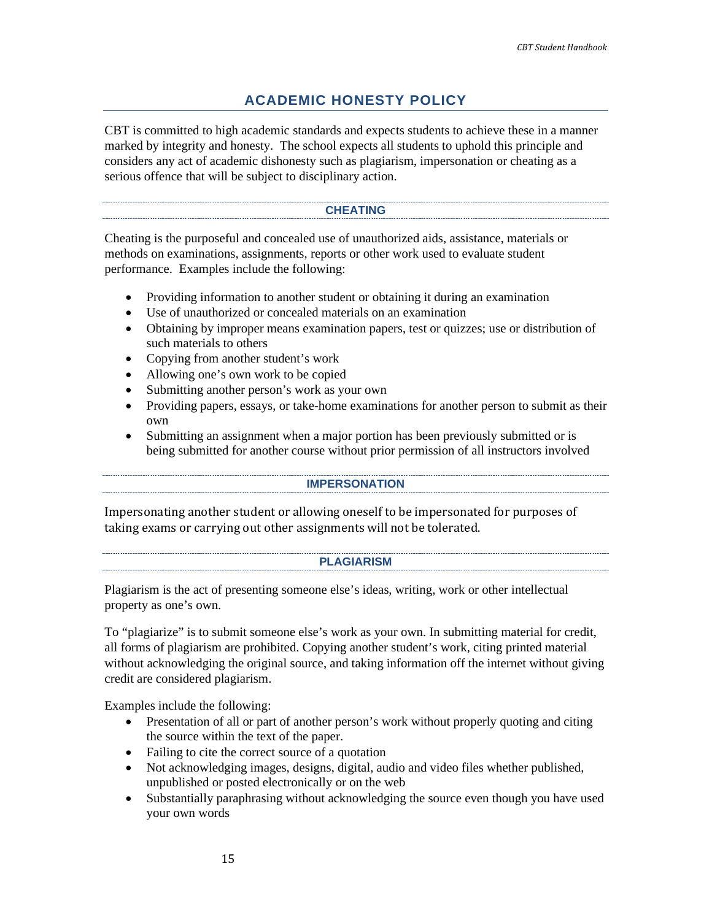# ACADEMIC HONESTY POLICY

CBT is committed to high academic standards and expects students to achieve these in a manner marked by integrity and honesty. The school expects all students to uphold this principle and considers any act of academic dishonesty such as plagiarism, impersonation or cheating as a serious offence that will be subject to disciplinary action.

## CHEATING

Cheating is the purposeful and concealed use of unauthorized aids, assistance, materials or methods on examinations, assignments, reports or other work used to evaluate student performance. Examples include the following:

- Providing information to another student or obtaining it during an examination
- Use of unauthorized or concealed materials on an examination
- Obtaining by improper means examination papers, test or quizzes; use or distribution of such materials to others
- Copying from another student's work
- Allowing one's own work to be copied
- Submitting another person's work as your own
- Providing papers, essays, or take-home examinations for another person to submit as their own
- Submitting an assignment when a major portion has been previously submitted or is being submitted for another course without prior permission of all instructors involved

## IMPERSONATION

Impersonating another student or allowing oneself to be impersonated for purposes of taking exams or carrying out other assignments will not be tolerated.

## PLAGIARISM

Plagiarism is the act of presenting someone else's ideas, writing, work or other intellectual property as one's own.

To "plagiarize" is to submit someone else's work as your own. In submitting material for credit, all forms of plagiarism are prohibited. Copying another student's work, citing printed material without acknowledging the original source, and taking information off the internet without giving credit are considered plagiarism.

Examples include the following:

- Presentation of all or part of another person's work without properly quoting and citing the source within the text of the paper.
- Failing to cite the correct source of a quotation
- Not acknowledging images, designs, digital, audio and video files whether published, unpublished or posted electronically or on the web
- Substantially paraphrasing without acknowledging the source even though you have used your own words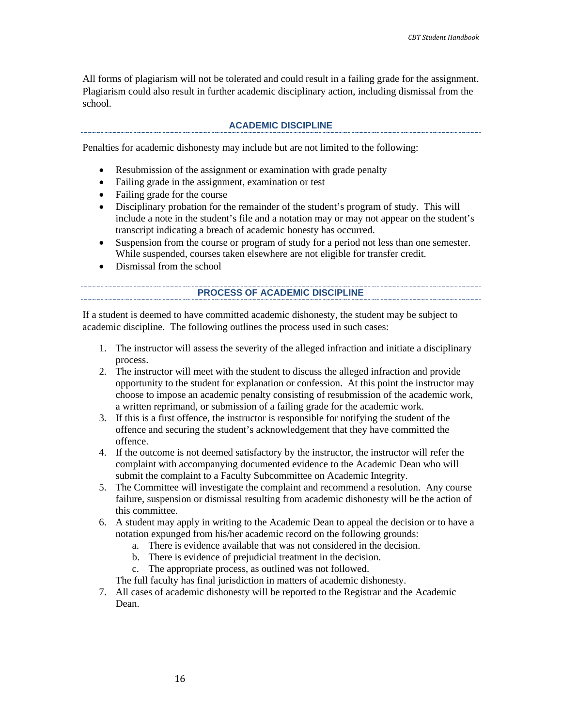All forms of plagiarism will not be tolerated and could result in a failing grade for the assignment. Plagiarism could also result in further academic disciplinary action, including dismissal from the school.

## ACADEMIC DISCIPLINE

Penalties for academic dishonesty may include but are not limited to the following:

- Resubmission of the assignment or examination with grade penalty
- Failing grade in the assignment, examination or test
- Failing grade for the course
- Disciplinary probation for the remainder of the student's program of study. This will include a note in the student's file and a notation may or may not appear on the student's transcript indicating a breach of academic honesty has occurred.
- Suspension from the course or program of study for a period not less than one semester. While suspended, courses taken elsewhere are not eligible for transfer credit.
- Dismissal from the school

## PROCESS OF ACADEMIC DISCIPLINE

If a student is deemed to have committed academic dishonesty, the student may be subject to academic discipline. The following outlines the process used in such cases:

1. The instructor will assess the severity of the alleged infraction and initiate a disciplinary process.
2. The instructor will meet with the student to discuss the alleged infraction and provide opportunity to the student for explanation or confession. At this point the instructor may choose to impose an academic penalty consisting of resubmission of the academic work, a written reprimand, or submission of a failing grade for the academic work.
3. If this is a first offence, the instructor is responsible for notifying the student of the offence and securing the student's acknowledgement that they have committed the offence.
4. If the outcome is not deemed satisfactory by the instructor, the instructor will refer the complaint with accompanying documented evidence to the Academic Dean who will submit the complaint to a Faculty Subcommittee on Academic Integrity.
5. The Committee will investigate the complaint and recommend a resolution. Any course failure, suspension or dismissal resulting from academic dishonesty will be the action of this committee.
6. A student may apply in writing to the Academic Dean to appeal the decision or to have a notation expunged from his/her academic record on the following grounds:
   a. There is evidence available that was not considered in the decision.
   b. There is evidence of prejudicial treatment in the decision.
   c. The appropriate process, as outlined was not followed.

   The full faculty has final jurisdiction in matters of academic dishonesty.
7. All cases of academic dishonesty will be reported to the Registrar and the Academic Dean.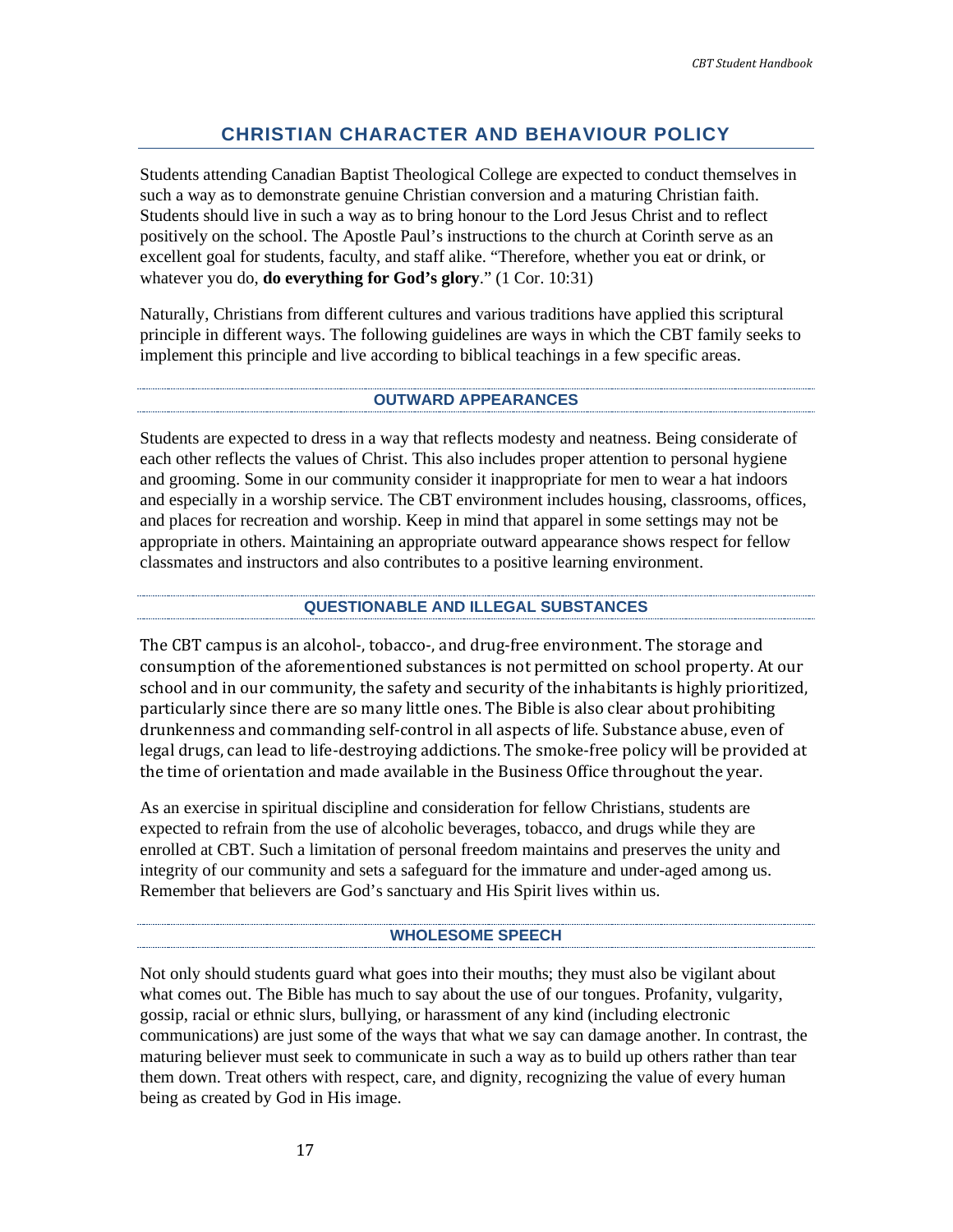# CHRISTIAN CHARACTER AND BEHAVIOUR POLICY

Students attending Canadian Baptist Theological College are expected to conduct themselves in such a way as to demonstrate genuine Christian conversion and a maturing Christian faith. Students should live in such a way as to bring honour to the Lord Jesus Christ and to reflect positively on the school. The Apostle Paul's instructions to the church at Corinth serve as an excellent goal for students, faculty, and staff alike. "Therefore, whether you eat or drink, or whatever you do, **do everything for God's glory**." (1 Cor. 10:31)

Naturally, Christians from different cultures and various traditions have applied this scriptural principle in different ways. The following guidelines are ways in which the CBT family seeks to implement this principle and live according to biblical teachings in a few specific areas.

## OUTWARD APPEARANCES

Students are expected to dress in a way that reflects modesty and neatness. Being considerate of each other reflects the values of Christ. This also includes proper attention to personal hygiene and grooming. Some in our community consider it inappropriate for men to wear a hat indoors and especially in a worship service. The CBT environment includes housing, classrooms, offices, and places for recreation and worship. Keep in mind that apparel in some settings may not be appropriate in others. Maintaining an appropriate outward appearance shows respect for fellow classmates and instructors and also contributes to a positive learning environment.

## QUESTIONABLE AND ILLEGAL SUBSTANCES

The CBT campus is an alcohol-, tobacco-, and drug-free environment. The storage and consumption of the aforementioned substances is not permitted on school property. At our school and in our community, the safety and security of the inhabitants is highly prioritized, particularly since there are so many little ones. The Bible is also clear about prohibiting drunkenness and commanding self-control in all aspects of life. Substance abuse, even of legal drugs, can lead to life-destroying addictions. The smoke-free policy will be provided at the time of orientation and made available in the Business Office throughout the year.

As an exercise in spiritual discipline and consideration for fellow Christians, students are expected to refrain from the use of alcoholic beverages, tobacco, and drugs while they are enrolled at CBT. Such a limitation of personal freedom maintains and preserves the unity and integrity of our community and sets a safeguard for the immature and under-aged among us. Remember that believers are God's sanctuary and His Spirit lives within us.

## WHOLESOME SPEECH

Not only should students guard what goes into their mouths; they must also be vigilant about what comes out. The Bible has much to say about the use of our tongues. Profanity, vulgarity, gossip, racial or ethnic slurs, bullying, or harassment of any kind (including electronic communications) are just some of the ways that what we say can damage another. In contrast, the maturing believer must seek to communicate in such a way as to build up others rather than tear them down. Treat others with respect, care, and dignity, recognizing the value of every human being as created by God in His image.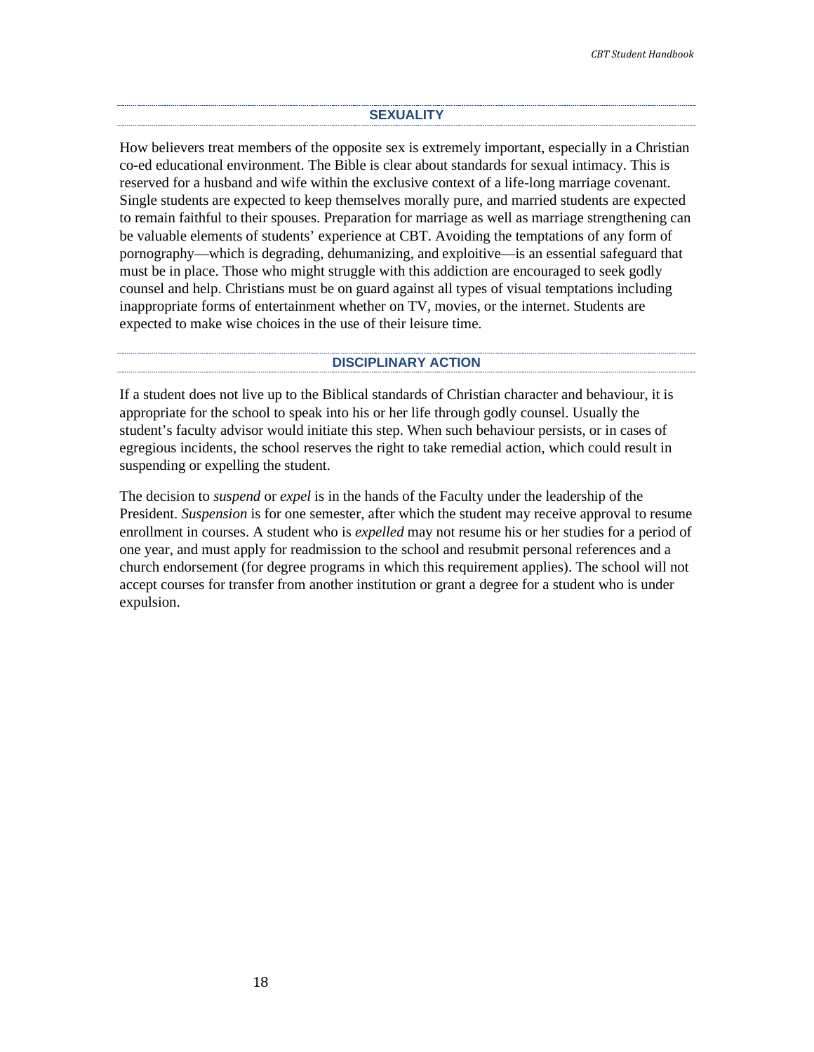## SEXUALITY

How believers treat members of the opposite sex is extremely important, especially in a Christian co-ed educational environment. The Bible is clear about standards for sexual intimacy. This is reserved for a husband and wife within the exclusive context of a life-long marriage covenant. Single students are expected to keep themselves morally pure, and married students are expected to remain faithful to their spouses. Preparation for marriage as well as marriage strengthening can be valuable elements of students' experience at CBT. Avoiding the temptations of any form of pornography—which is degrading, dehumanizing, and exploitive—is an essential safeguard that must be in place. Those who might struggle with this addiction are encouraged to seek godly counsel and help. Christians must be on guard against all types of visual temptations including inappropriate forms of entertainment whether on TV, movies, or the internet. Students are expected to make wise choices in the use of their leisure time.

## DISCIPLINARY ACTION

If a student does not live up to the Biblical standards of Christian character and behaviour, it is appropriate for the school to speak into his or her life through godly counsel. Usually the student's faculty advisor would initiate this step. When such behaviour persists, or in cases of egregious incidents, the school reserves the right to take remedial action, which could result in suspending or expelling the student.

The decision to *suspend* or *expel* is in the hands of the Faculty under the leadership of the President. *Suspension* is for one semester, after which the student may receive approval to resume enrollment in courses. A student who is *expelled* may not resume his or her studies for a period of one year, and must apply for readmission to the school and resubmit personal references and a church endorsement (for degree programs in which this requirement applies). The school will not accept courses for transfer from another institution or grant a degree for a student who is under expulsion.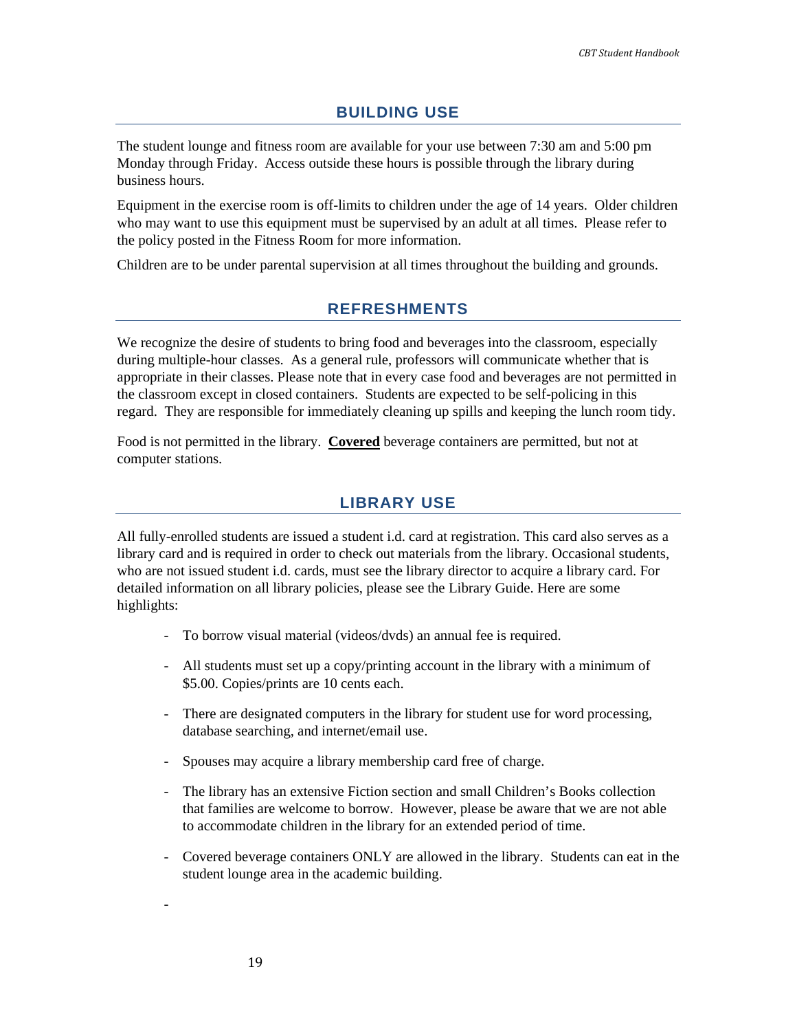## BUILDING USE

The student lounge and fitness room are available for your use between 7:30 am and 5:00 pm Monday through Friday. Access outside these hours is possible through the library during business hours.

Equipment in the exercise room is off-limits to children under the age of 14 years. Older children who may want to use this equipment must be supervised by an adult at all times. Please refer to the policy posted in the Fitness Room for more information.

Children are to be under parental supervision at all times throughout the building and grounds.

## REFRESHMENTS

We recognize the desire of students to bring food and beverages into the classroom, especially during multiple-hour classes. As a general rule, professors will communicate whether that is appropriate in their classes. Please note that in every case food and beverages are not permitted in the classroom except in closed containers. Students are expected to be self-policing in this regard. They are responsible for immediately cleaning up spills and keeping the lunch room tidy.

Food is not permitted in the library. <u>**Covered**</u> beverage containers are permitted, but not at computer stations.

## LIBRARY USE

All fully-enrolled students are issued a student i.d. card at registration. This card also serves as a library card and is required in order to check out materials from the library. Occasional students, who are not issued student i.d. cards, must see the library director to acquire a library card. For detailed information on all library policies, please see the Library Guide. Here are some highlights:

- To borrow visual material (videos/dvds) an annual fee is required.
- All students must set up a copy/printing account in the library with a minimum of $5.00. Copies/prints are 10 cents each.
- There are designated computers in the library for student use for word processing, database searching, and internet/email use.
- Spouses may acquire a library membership card free of charge.
- The library has an extensive Fiction section and small Children's Books collection that families are welcome to borrow. However, please be aware that we are not able to accommodate children in the library for an extended period of time.
- Covered beverage containers ONLY are allowed in the library. Students can eat in the student lounge area in the academic building.
-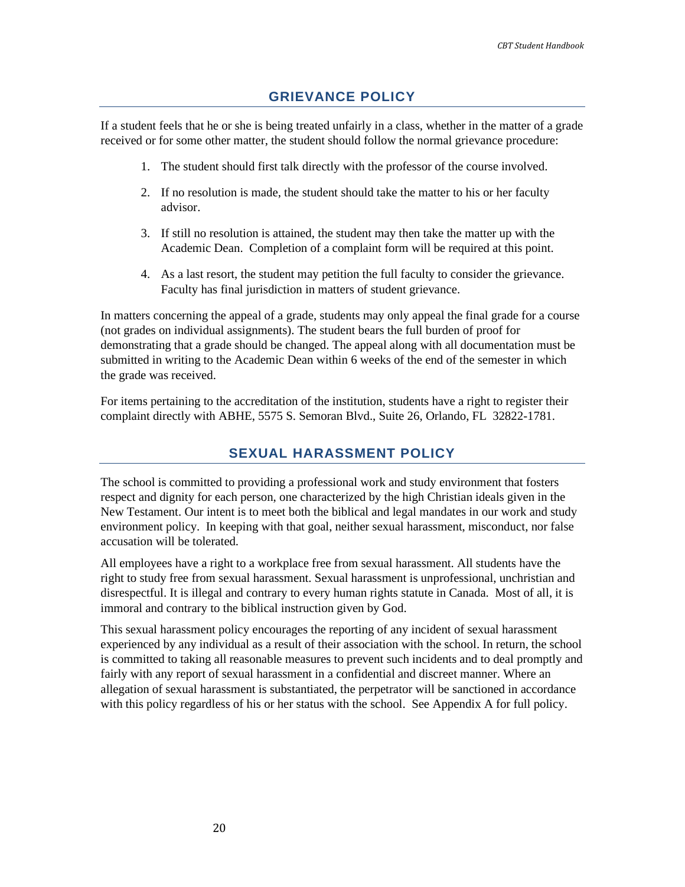## GRIEVANCE POLICY

If a student feels that he or she is being treated unfairly in a class, whether in the matter of a grade received or for some other matter, the student should follow the normal grievance procedure:

1. The student should first talk directly with the professor of the course involved.
2. If no resolution is made, the student should take the matter to his or her faculty advisor.
3. If still no resolution is attained, the student may then take the matter up with the Academic Dean. Completion of a complaint form will be required at this point.
4. As a last resort, the student may petition the full faculty to consider the grievance. Faculty has final jurisdiction in matters of student grievance.

In matters concerning the appeal of a grade, students may only appeal the final grade for a course (not grades on individual assignments). The student bears the full burden of proof for demonstrating that a grade should be changed. The appeal along with all documentation must be submitted in writing to the Academic Dean within 6 weeks of the end of the semester in which the grade was received.

For items pertaining to the accreditation of the institution, students have a right to register their complaint directly with ABHE, 5575 S. Semoran Blvd., Suite 26, Orlando, FL 32822-1781.

## SEXUAL HARASSMENT POLICY

The school is committed to providing a professional work and study environment that fosters respect and dignity for each person, one characterized by the high Christian ideals given in the New Testament. Our intent is to meet both the biblical and legal mandates in our work and study environment policy. In keeping with that goal, neither sexual harassment, misconduct, nor false accusation will be tolerated.

All employees have a right to a workplace free from sexual harassment. All students have the right to study free from sexual harassment. Sexual harassment is unprofessional, unchristian and disrespectful. It is illegal and contrary to every human rights statute in Canada. Most of all, it is immoral and contrary to the biblical instruction given by God.

This sexual harassment policy encourages the reporting of any incident of sexual harassment experienced by any individual as a result of their association with the school. In return, the school is committed to taking all reasonable measures to prevent such incidents and to deal promptly and fairly with any report of sexual harassment in a confidential and discreet manner. Where an allegation of sexual harassment is substantiated, the perpetrator will be sanctioned in accordance with this policy regardless of his or her status with the school. See Appendix A for full policy.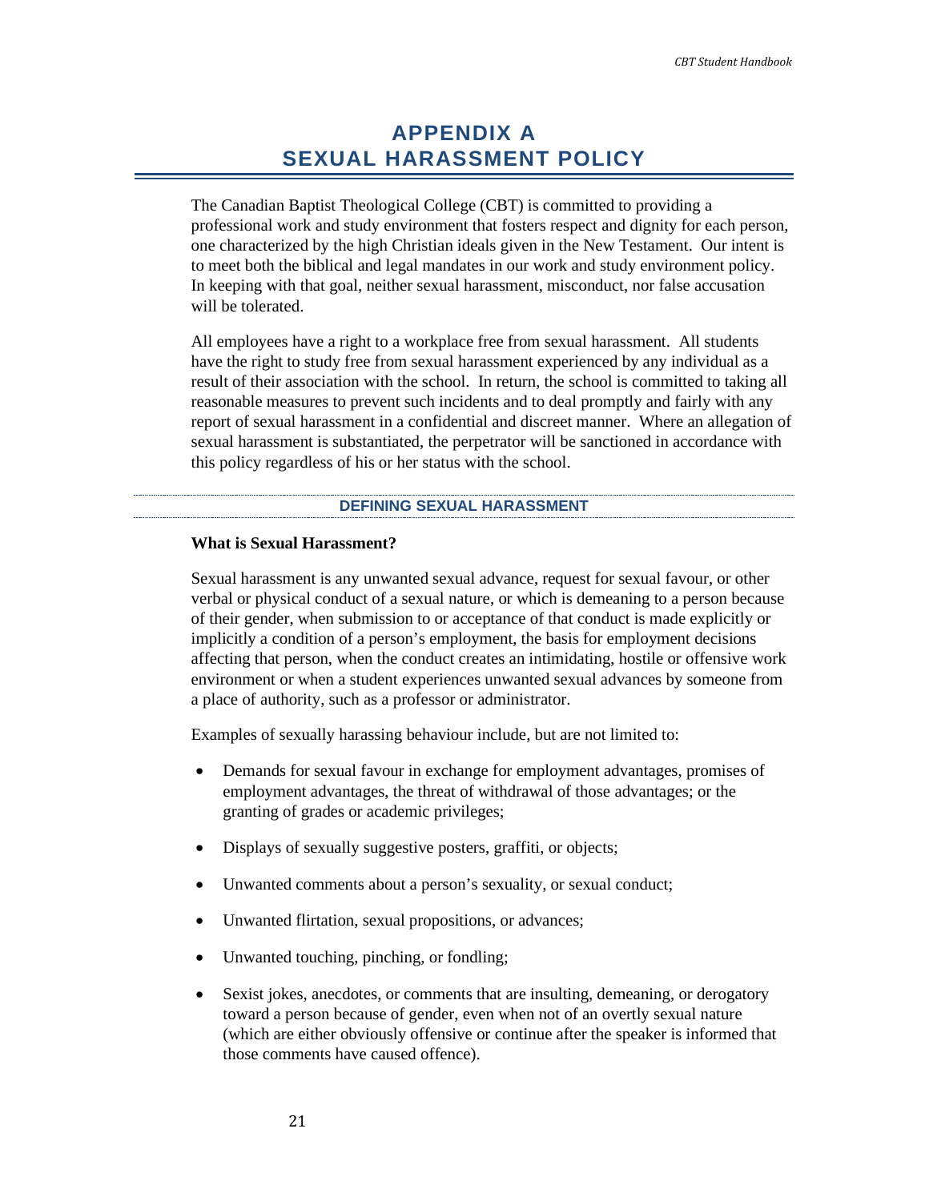# APPENDIX A
# SEXUAL HARASSMENT POLICY

The Canadian Baptist Theological College (CBT) is committed to providing a professional work and study environment that fosters respect and dignity for each person, one characterized by the high Christian ideals given in the New Testament. Our intent is to meet both the biblical and legal mandates in our work and study environment policy. In keeping with that goal, neither sexual harassment, misconduct, nor false accusation will be tolerated.

All employees have a right to a workplace free from sexual harassment. All students have the right to study free from sexual harassment experienced by any individual as a result of their association with the school. In return, the school is committed to taking all reasonable measures to prevent such incidents and to deal promptly and fairly with any report of sexual harassment in a confidential and discreet manner. Where an allegation of sexual harassment is substantiated, the perpetrator will be sanctioned in accordance with this policy regardless of his or her status with the school.

## DEFINING SEXUAL HARASSMENT

**What is Sexual Harassment?**

Sexual harassment is any unwanted sexual advance, request for sexual favour, or other verbal or physical conduct of a sexual nature, or which is demeaning to a person because of their gender, when submission to or acceptance of that conduct is made explicitly or implicitly a condition of a person's employment, the basis for employment decisions affecting that person, when the conduct creates an intimidating, hostile or offensive work environment or when a student experiences unwanted sexual advances by someone from a place of authority, such as a professor or administrator.

Examples of sexually harassing behaviour include, but are not limited to:

- Demands for sexual favour in exchange for employment advantages, promises of employment advantages, the threat of withdrawal of those advantages; or the granting of grades or academic privileges;
- Displays of sexually suggestive posters, graffiti, or objects;
- Unwanted comments about a person's sexuality, or sexual conduct;
- Unwanted flirtation, sexual propositions, or advances;
- Unwanted touching, pinching, or fondling;
- Sexist jokes, anecdotes, or comments that are insulting, demeaning, or derogatory toward a person because of gender, even when not of an overtly sexual nature (which are either obviously offensive or continue after the speaker is informed that those comments have caused offence).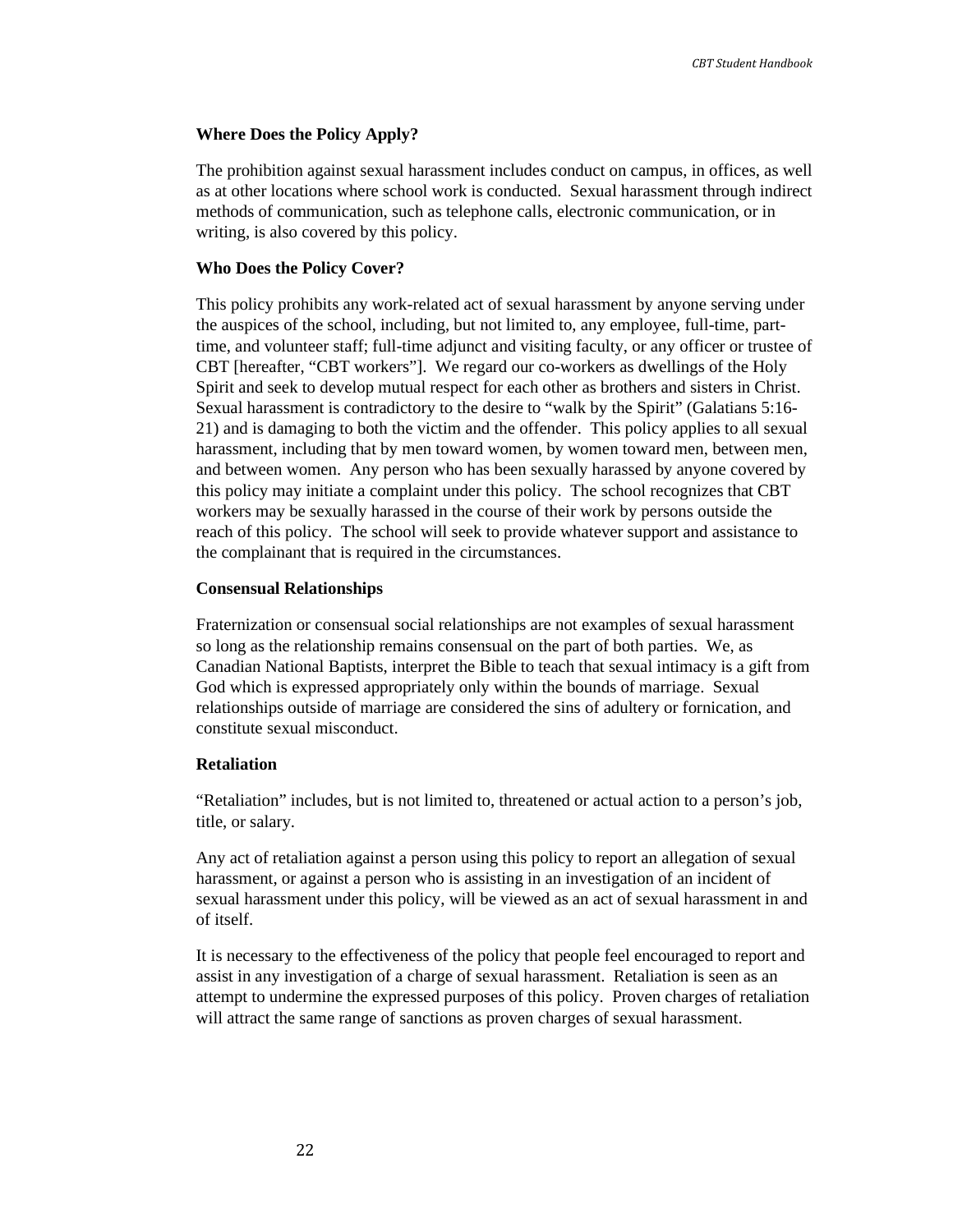**Where Does the Policy Apply?**

The prohibition against sexual harassment includes conduct on campus, in offices, as well as at other locations where school work is conducted. Sexual harassment through indirect methods of communication, such as telephone calls, electronic communication, or in writing, is also covered by this policy.

**Who Does the Policy Cover?**

This policy prohibits any work-related act of sexual harassment by anyone serving under the auspices of the school, including, but not limited to, any employee, full-time, part-time, and volunteer staff; full-time adjunct and visiting faculty, or any officer or trustee of CBT [hereafter, "CBT workers"]. We regard our co-workers as dwellings of the Holy Spirit and seek to develop mutual respect for each other as brothers and sisters in Christ. Sexual harassment is contradictory to the desire to "walk by the Spirit" (Galatians 5:16-21) and is damaging to both the victim and the offender. This policy applies to all sexual harassment, including that by men toward women, by women toward men, between men, and between women. Any person who has been sexually harassed by anyone covered by this policy may initiate a complaint under this policy. The school recognizes that CBT workers may be sexually harassed in the course of their work by persons outside the reach of this policy. The school will seek to provide whatever support and assistance to the complainant that is required in the circumstances.

**Consensual Relationships**

Fraternization or consensual social relationships are not examples of sexual harassment so long as the relationship remains consensual on the part of both parties. We, as Canadian National Baptists, interpret the Bible to teach that sexual intimacy is a gift from God which is expressed appropriately only within the bounds of marriage. Sexual relationships outside of marriage are considered the sins of adultery or fornication, and constitute sexual misconduct.

**Retaliation**

"Retaliation" includes, but is not limited to, threatened or actual action to a person's job, title, or salary.

Any act of retaliation against a person using this policy to report an allegation of sexual harassment, or against a person who is assisting in an investigation of an incident of sexual harassment under this policy, will be viewed as an act of sexual harassment in and of itself.

It is necessary to the effectiveness of the policy that people feel encouraged to report and assist in any investigation of a charge of sexual harassment. Retaliation is seen as an attempt to undermine the expressed purposes of this policy. Proven charges of retaliation will attract the same range of sanctions as proven charges of sexual harassment.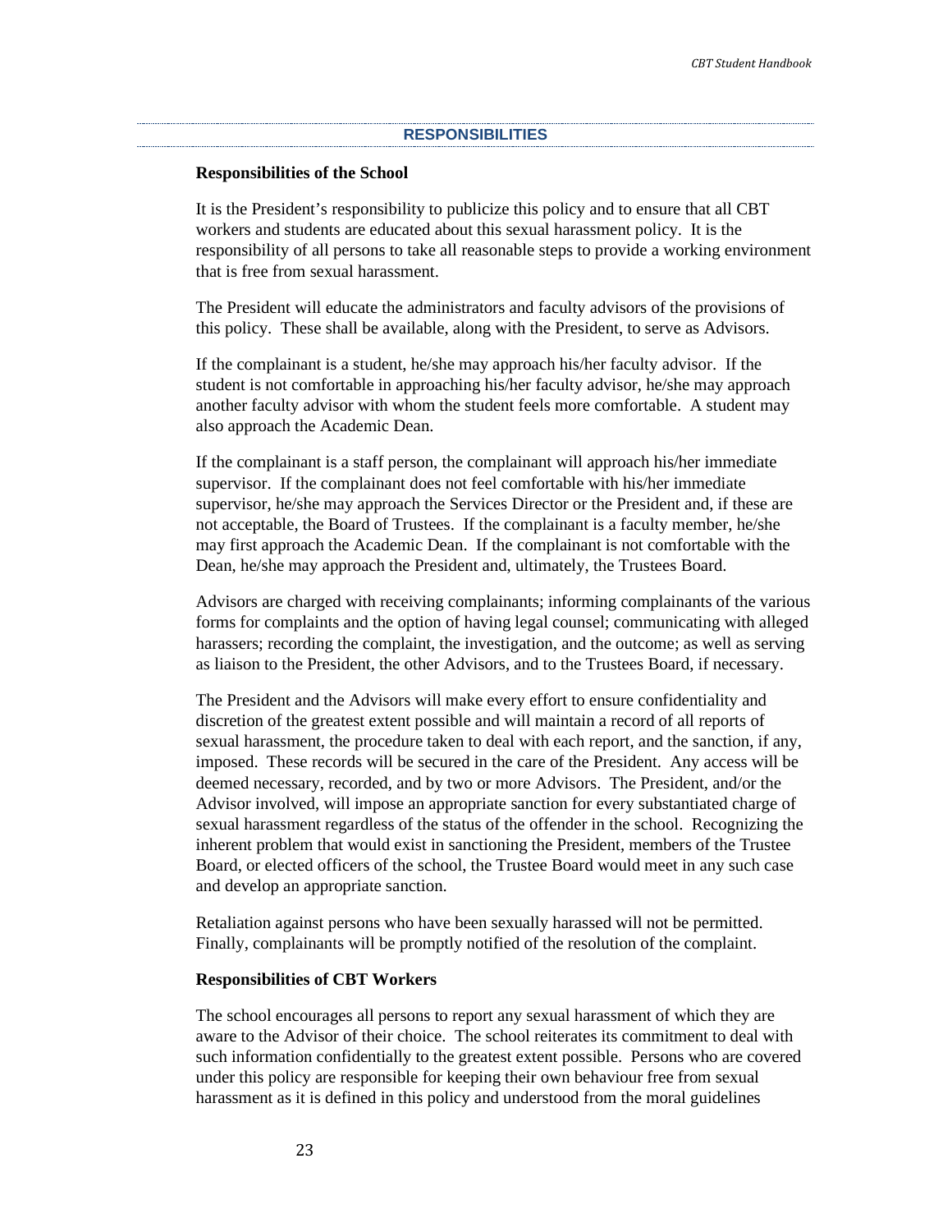## RESPONSIBILITIES

### Responsibilities of the School

It is the President's responsibility to publicize this policy and to ensure that all CBT workers and students are educated about this sexual harassment policy. It is the responsibility of all persons to take all reasonable steps to provide a working environment that is free from sexual harassment.

The President will educate the administrators and faculty advisors of the provisions of this policy. These shall be available, along with the President, to serve as Advisors.

If the complainant is a student, he/she may approach his/her faculty advisor. If the student is not comfortable in approaching his/her faculty advisor, he/she may approach another faculty advisor with whom the student feels more comfortable. A student may also approach the Academic Dean.

If the complainant is a staff person, the complainant will approach his/her immediate supervisor. If the complainant does not feel comfortable with his/her immediate supervisor, he/she may approach the Services Director or the President and, if these are not acceptable, the Board of Trustees. If the complainant is a faculty member, he/she may first approach the Academic Dean. If the complainant is not comfortable with the Dean, he/she may approach the President and, ultimately, the Trustees Board.

Advisors are charged with receiving complainants; informing complainants of the various forms for complaints and the option of having legal counsel; communicating with alleged harassers; recording the complaint, the investigation, and the outcome; as well as serving as liaison to the President, the other Advisors, and to the Trustees Board, if necessary.

The President and the Advisors will make every effort to ensure confidentiality and discretion of the greatest extent possible and will maintain a record of all reports of sexual harassment, the procedure taken to deal with each report, and the sanction, if any, imposed. These records will be secured in the care of the President. Any access will be deemed necessary, recorded, and by two or more Advisors. The President, and/or the Advisor involved, will impose an appropriate sanction for every substantiated charge of sexual harassment regardless of the status of the offender in the school. Recognizing the inherent problem that would exist in sanctioning the President, members of the Trustee Board, or elected officers of the school, the Trustee Board would meet in any such case and develop an appropriate sanction.

Retaliation against persons who have been sexually harassed will not be permitted. Finally, complainants will be promptly notified of the resolution of the complaint.

### Responsibilities of CBT Workers

The school encourages all persons to report any sexual harassment of which they are aware to the Advisor of their choice. The school reiterates its commitment to deal with such information confidentially to the greatest extent possible. Persons who are covered under this policy are responsible for keeping their own behaviour free from sexual harassment as it is defined in this policy and understood from the moral guidelines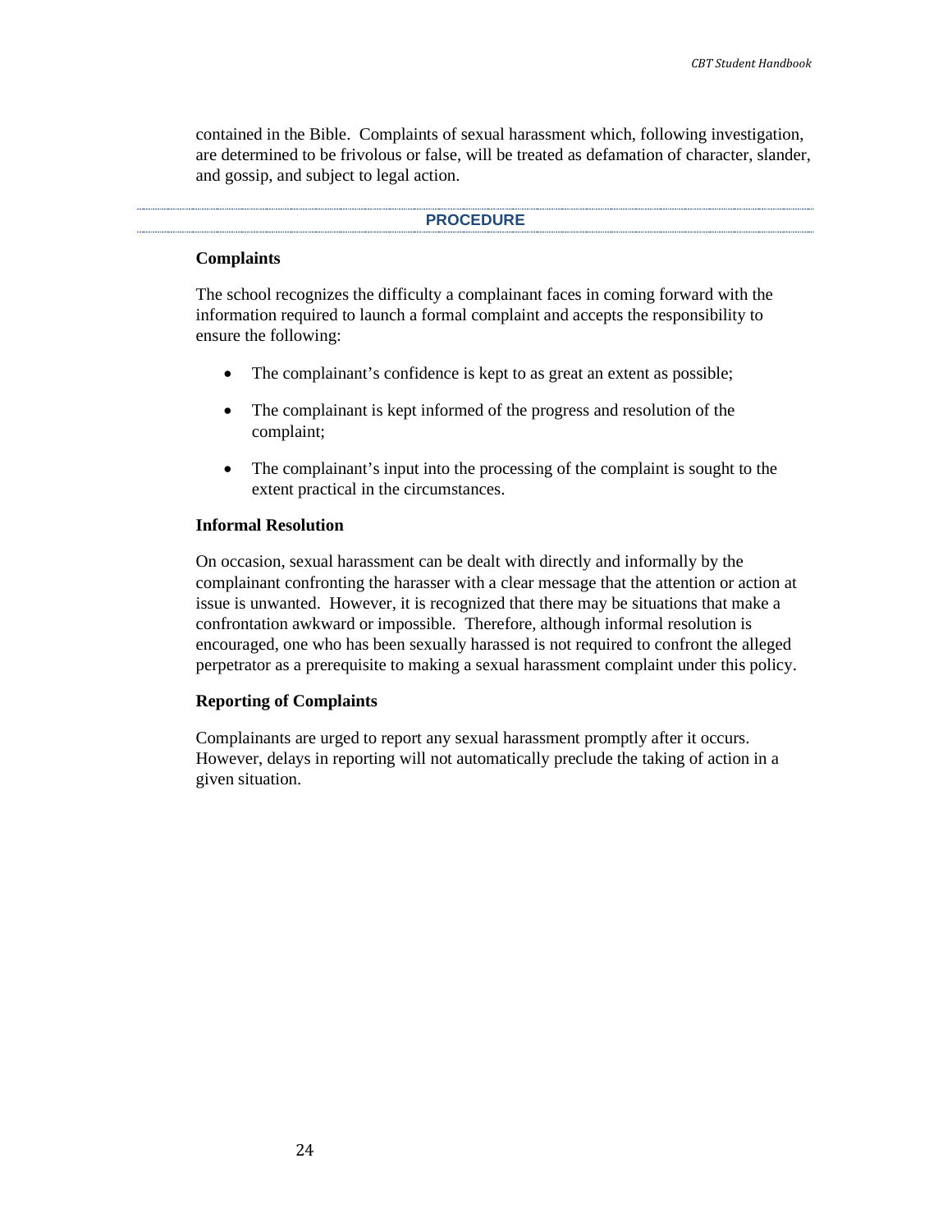contained in the Bible. Complaints of sexual harassment which, following investigation, are determined to be frivolous or false, will be treated as defamation of character, slander, and gossip, and subject to legal action.

## PROCEDURE

### Complaints

The school recognizes the difficulty a complainant faces in coming forward with the information required to launch a formal complaint and accepts the responsibility to ensure the following:

- The complainant's confidence is kept to as great an extent as possible;
- The complainant is kept informed of the progress and resolution of the complaint;
- The complainant's input into the processing of the complaint is sought to the extent practical in the circumstances.

### Informal Resolution

On occasion, sexual harassment can be dealt with directly and informally by the complainant confronting the harasser with a clear message that the attention or action at issue is unwanted. However, it is recognized that there may be situations that make a confrontation awkward or impossible. Therefore, although informal resolution is encouraged, one who has been sexually harassed is not required to confront the alleged perpetrator as a prerequisite to making a sexual harassment complaint under this policy.

### Reporting of Complaints

Complainants are urged to report any sexual harassment promptly after it occurs. However, delays in reporting will not automatically preclude the taking of action in a given situation.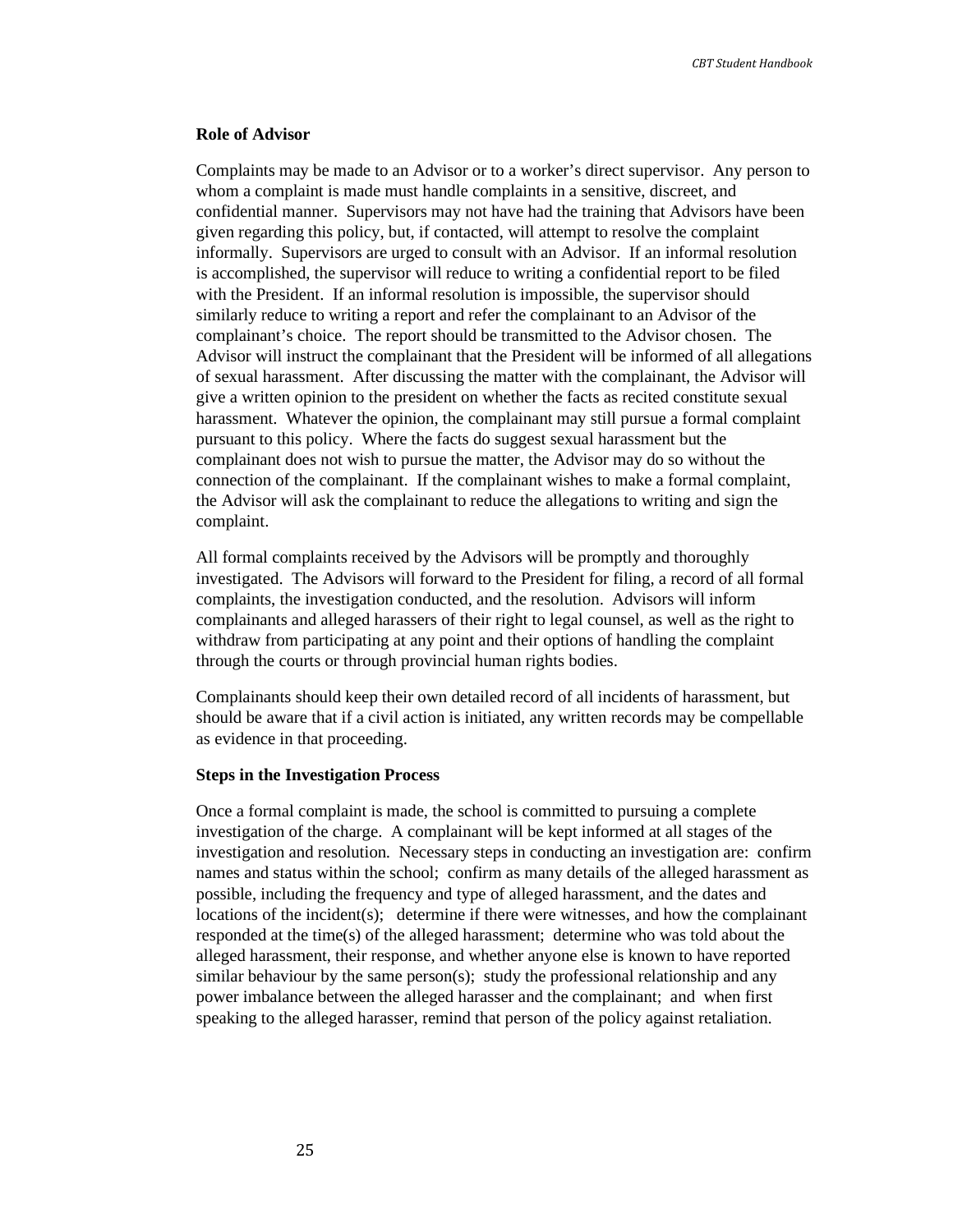**Role of Advisor**

Complaints may be made to an Advisor or to a worker's direct supervisor. Any person to whom a complaint is made must handle complaints in a sensitive, discreet, and confidential manner. Supervisors may not have had the training that Advisors have been given regarding this policy, but, if contacted, will attempt to resolve the complaint informally. Supervisors are urged to consult with an Advisor. If an informal resolution is accomplished, the supervisor will reduce to writing a confidential report to be filed with the President. If an informal resolution is impossible, the supervisor should similarly reduce to writing a report and refer the complainant to an Advisor of the complainant's choice. The report should be transmitted to the Advisor chosen. The Advisor will instruct the complainant that the President will be informed of all allegations of sexual harassment. After discussing the matter with the complainant, the Advisor will give a written opinion to the president on whether the facts as recited constitute sexual harassment. Whatever the opinion, the complainant may still pursue a formal complaint pursuant to this policy. Where the facts do suggest sexual harassment but the complainant does not wish to pursue the matter, the Advisor may do so without the connection of the complainant. If the complainant wishes to make a formal complaint, the Advisor will ask the complainant to reduce the allegations to writing and sign the complaint.

All formal complaints received by the Advisors will be promptly and thoroughly investigated. The Advisors will forward to the President for filing, a record of all formal complaints, the investigation conducted, and the resolution. Advisors will inform complainants and alleged harassers of their right to legal counsel, as well as the right to withdraw from participating at any point and their options of handling the complaint through the courts or through provincial human rights bodies.

Complainants should keep their own detailed record of all incidents of harassment, but should be aware that if a civil action is initiated, any written records may be compellable as evidence in that proceeding.

**Steps in the Investigation Process**

Once a formal complaint is made, the school is committed to pursuing a complete investigation of the charge. A complainant will be kept informed at all stages of the investigation and resolution. Necessary steps in conducting an investigation are: confirm names and status within the school; confirm as many details of the alleged harassment as possible, including the frequency and type of alleged harassment, and the dates and locations of the incident(s); determine if there were witnesses, and how the complainant responded at the time(s) of the alleged harassment; determine who was told about the alleged harassment, their response, and whether anyone else is known to have reported similar behaviour by the same person(s); study the professional relationship and any power imbalance between the alleged harasser and the complainant; and when first speaking to the alleged harasser, remind that person of the policy against retaliation.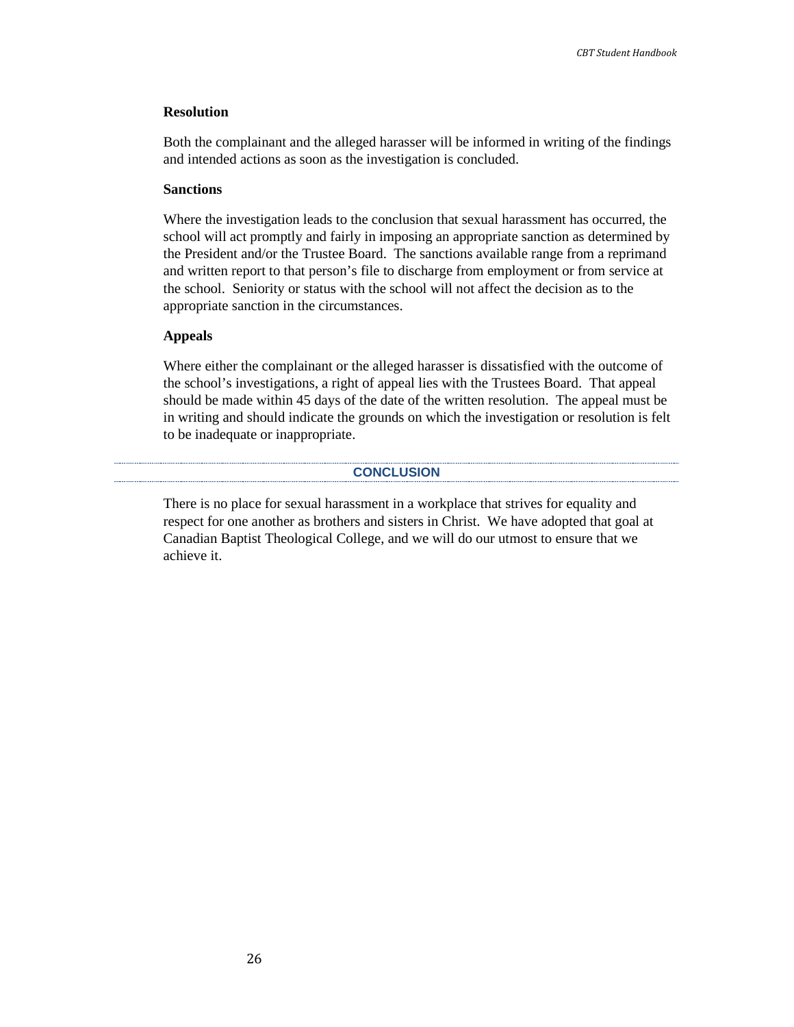**Resolution**

Both the complainant and the alleged harasser will be informed in writing of the findings and intended actions as soon as the investigation is concluded.

**Sanctions**

Where the investigation leads to the conclusion that sexual harassment has occurred, the school will act promptly and fairly in imposing an appropriate sanction as determined by the President and/or the Trustee Board. The sanctions available range from a reprimand and written report to that person's file to discharge from employment or from service at the school. Seniority or status with the school will not affect the decision as to the appropriate sanction in the circumstances.

**Appeals**

Where either the complainant or the alleged harasser is dissatisfied with the outcome of the school's investigations, a right of appeal lies with the Trustees Board. That appeal should be made within 45 days of the date of the written resolution. The appeal must be in writing and should indicate the grounds on which the investigation or resolution is felt to be inadequate or inappropriate.

## CONCLUSION

There is no place for sexual harassment in a workplace that strives for equality and respect for one another as brothers and sisters in Christ. We have adopted that goal at Canadian Baptist Theological College, and we will do our utmost to ensure that we achieve it.